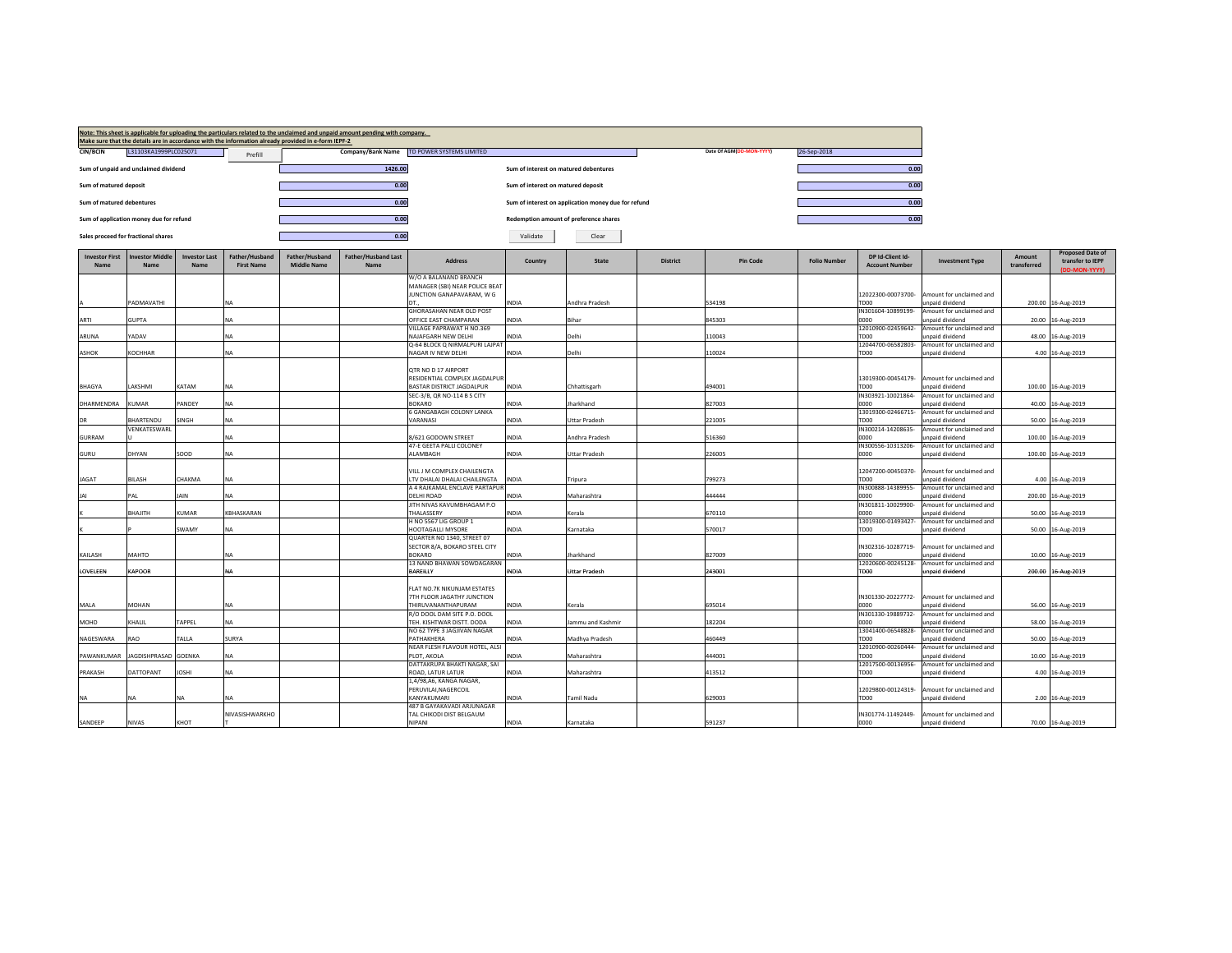**Note: This sheet is applicable for uploading the particulars related to the unclaimed and unpaid amount pending with company.**
**Make sure that the details are in accordance with the information already provided in e-form IEPF-2**

| CIN/BCIN | L31103KA1999PLC025071 | Prefill | Company/Bank Name | TD POWER SYSTEMS LIMITED | Date Of AGM(DD-MON-YYYY) | 26-Sep-2018 |
|---|---|---|---|---|---|---|

| | | | |
|---|---|---|---|
| Sum of unpaid and unclaimed dividend | 1426.00 | Sum of interest on matured debentures | 0.00 |
| Sum of matured deposit | 0.00 | Sum of interest on matured deposit | 0.00 |
| Sum of matured debentures | 0.00 | Sum of interest on application money due for refund | 0.00 |
| Sum of application money due for refund | 0.00 | Redemption amount of preference shares | 0.00 |
| Sales proceed for fractional shares | 0.00 | Validate | Clear |

| Investor First Name | Investor Middle Name | Investor Last Name | Father/Husband First Name | Father/Husband Middle Name | Father/Husband Last Name | Address | Country | State | District | Pin Code | Folio Number | DP Id-Client Id-Account Number | Investment Type | Amount transferred | Proposed Date of transfer to IEPF (DD-MON-YYYY) |
|---|---|---|---|---|---|---|---|---|---|---|---|---|---|---|---|
| A | PADMAVATHI | | NA | | | W/O A BALANAND BRANCH MANAGER (SBI) NEAR POLICE BEAT JUNCTION GANAPAVARAM, W G DT., | INDIA | Andhra Pradesh | | 534198 | | 12022300-00073700-TD00 | Amount for unclaimed and unpaid dividend | 200.00 | 16-Aug-2019 |
| ARTI | GUPTA | | NA | | | GHORASAHAN NEAR OLD POST OFFICE EAST CHAMPARAN | INDIA | Bihar | | 845303 | | IN301604-10899199-0000 | Amount for unclaimed and unpaid dividend | 20.00 | 16-Aug-2019 |
| ARUNA | YADAV | | NA | | | VILLAGE PAPRAWAT H NO.369 NAJAFGARH NEW DELHI | INDIA | Delhi | | 110043 | | 12010900-02459642-TD00 | Amount for unclaimed and unpaid dividend | 48.00 | 16-Aug-2019 |
| ASHOK | KOCHHAR | | NA | | | Q-64 BLOCK Q NIRMALPURI LAJPAT NAGAR IV NEW DELHI | INDIA | Delhi | | 110024 | | 12044700-06582803-TD00 | Amount for unclaimed and unpaid dividend | 4.00 | 16-Aug-2019 |
| BHAGYA | LAKSHMI | KATAM | NA | | | QTR NO D 17 AIRPORT RESIDENTIAL COMPLEX JAGDALPUR BASTAR DISTRICT JAGDALPUR | INDIA | Chhattisgarh | | 494001 | | 13019300-00454179-TD00 | Amount for unclaimed and unpaid dividend | 100.00 | 16-Aug-2019 |
| DHARMENDRA | KUMAR | PANDEY | NA | | | SEC-3/B, QR NO-114 B S CITY BOKARO | INDIA | Jharkhand | | 827003 | | IN303921-10021864-0000 | Amount for unclaimed and unpaid dividend | 40.00 | 16-Aug-2019 |
| DR | BHARTENDU | SINGH | NA | | | 6 GANGABAGH COLONY LANKA VARANASI | INDIA | Uttar Pradesh | | 221005 | | 13019300-02466715-TD00 | Amount for unclaimed and unpaid dividend | 50.00 | 16-Aug-2019 |
| GURRAM | VENKATESWARLU | | NA | | | 8/621 GODOWN STREET | INDIA | Andhra Pradesh | | 516360 | | IN300214-14208635-0000 | Amount for unclaimed and unpaid dividend | 100.00 | 16-Aug-2019 |
| GURU | DHYAN | SOOD | NA | | | 47-E GEETA PALLI COLONEY ALAMBAGH | INDIA | Uttar Pradesh | | 226005 | | IN300556-10313206-0000 | Amount for unclaimed and unpaid dividend | 100.00 | 16-Aug-2019 |
| JAGAT | BILASH | CHAKMA | NA | | | VILL J M COMPLEX CHAILENGTA LTV DHALAI DHALAI CHAILENGTA | INDIA | Tripura | | 799273 | | 12047200-00450370-TD00 | Amount for unclaimed and unpaid dividend | 4.00 | 16-Aug-2019 |
| JAI | PAL | JAIN | NA | | | A 4 RAJKAMAL ENCLAVE PARTAPUR DELHI ROAD | INDIA | Maharashtra | | 444444 | | IN300888-14389955-0000 | Amount for unclaimed and unpaid dividend | 200.00 | 16-Aug-2019 |
| K | BHAJITH | KUMAR | KBHASKARAN | | | JITH NIVAS KAVUMBHAGAM P.O THALASSERY | INDIA | Kerala | | 670110 | | IN301811-10029900-0000 | Amount for unclaimed and unpaid dividend | 50.00 | 16-Aug-2019 |
| K | P | SWAMY | NA | | | H NO 5567 LIG GROUP 1 HOOTAGALLI MYSORE | INDIA | Karnataka | | 570017 | | 13019300-01493427-TD00 | Amount for unclaimed and unpaid dividend | 50.00 | 16-Aug-2019 |
| KAILASH | MAHTO | | NA | | | QUARTER NO 1340, STREET 07 SECTOR 8/A, BOKARO STEEL CITY BOKARO | INDIA | Jharkhand | | 827009 | | IN302316-10287719-0000 | Amount for unclaimed and unpaid dividend | 10.00 | 16-Aug-2019 |
| LOVELEEN | KAPOOR | | NA | | | 13 NAND BHAWAN SOWDAGARAN BAREILLY | INDIA | Uttar Pradesh | | 243001 | | 12020600-00245128-TD00 | Amount for unclaimed and unpaid dividend | 200.00 | 16-Aug-2019 |
| MALA | MOHAN | | NA | | | FLAT NO.7K NIKUNJAM ESTATES 7TH FLOOR JAGATHY JUNCTION THIRUVANANTHAPURAM | INDIA | Kerala | | 695014 | | IN301330-20227772-0000 | Amount for unclaimed and unpaid dividend | 56.00 | 16-Aug-2019 |
| MOHD | KHALIL | TAPPEL | NA | | | R/O DOOL DAM SITE P.O. DOOL TEH. KISHTWAR DISTT. DODA | INDIA | Jammu and Kashmir | | 182204 | | IN301330-19889732-0000 | Amount for unclaimed and unpaid dividend | 58.00 | 16-Aug-2019 |
| NAGESWARA | RAO | TALLA | SURYA | | | NO 62 TYPE 3 JAGJIVAN NAGAR PATHAKHERA | INDIA | Madhya Pradesh | | 460449 | | 13041400-06548828-TD00 | Amount for unclaimed and unpaid dividend | 50.00 | 16-Aug-2019 |
| PAWANKUMAR | JAGDISHPRASAD | GOENKA | NA | | | NEAR FLESH FLAVOUR HOTEL, ALSI PLOT, AKOLA | INDIA | Maharashtra | | 444001 | | 12010900-00260444-TD00 | Amount for unclaimed and unpaid dividend | 10.00 | 16-Aug-2019 |
| PRAKASH | DATTOPANT | JOSHI | NA | | | DATTAKRUPA BHAKTI NAGAR, SAI ROAD, LATUR LATUR | INDIA | Maharashtra | | 413512 | | 12017500-00136956-TD00 | Amount for unclaimed and unpaid dividend | 4.00 | 16-Aug-2019 |
| NA | NA | NA | NA | | | 1,4/98,A6, KANGA NAGAR, PERUVILAI,NAGERCOIL KANYAKUMARI | INDIA | Tamil Nadu | | 629003 | | 12029800-00124319-TD00 | Amount for unclaimed and unpaid dividend | 2.00 | 16-Aug-2019 |
| SANDEEP | NIVAS | KHOT | NIVASISHWARKHOT | | | 487 B GAYAKAVADI ARJUNAGAR TAL CHIKODI DIST BELGAUM NIPANI | INDIA | Karnataka | | 591237 | | IN301774-11492449-0000 | Amount for unclaimed and unpaid dividend | 70.00 | 16-Aug-2019 |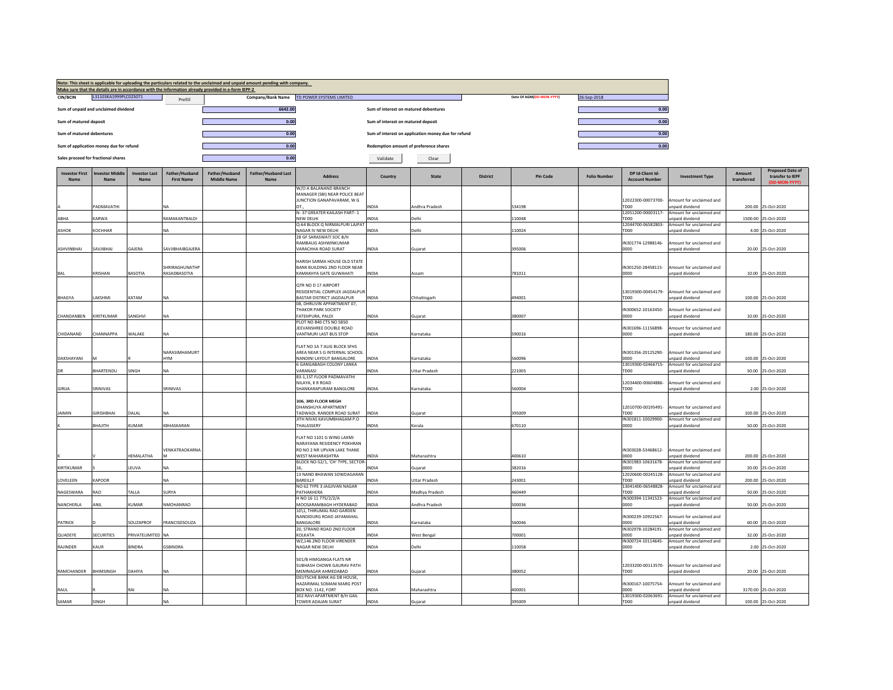Note: This sheet is applicable for uploading the particulars related to the unclaimed and unpaid amount pending with company.
Make sure that the details are in accordance with the information already provided in e-form IEPF-2

| CIN/BCIN | L31103KA1999PLC025071 | Prefill | Company/Bank Name | TD POWER SYSTEMS LIMITED | Date Of AGM(DD-MON-YYYY) | 26-Sep-2018 |
|---|---|---|---|---|---|---|

| | | | |
|---|---|---|---|
| Sum of unpaid and unclaimed dividend | 6642.00 | Sum of interest on matured debentures | 0.00 |
| Sum of matured deposit | 0.00 | Sum of interest on matured deposit | 0.00 |
| Sum of matured debentures | 0.00 | Sum of interest on application money due for refund | 0.00 |
| Sum of application money due for refund | 0.00 | Redemption amount of preference shares | 0.00 |
| Sales proceed for fractional shares | 0.00 | Validate | Clear |

| Investor First Name | Investor Middle Name | Investor Last Name | Father/Husband First Name | Father/Husband Middle Name | Father/Husband Last Name | Address | Country | State | District | Pin Code | Folio Number | DP Id-Client Id-Account Number | Investment Type | Amount transferred | Proposed Date of transfer to IEPF (DD-MON-YYYY) |
|---|---|---|---|---|---|---|---|---|---|---|---|---|---|---|---|
| A | PADMAVATHI | | NA | | | W/O A BALANAND BRANCH MANAGER (SBI) NEAR POLICE BEAT JUNCTION GANAPAVARAM, W G DT., | INDIA | Andhra Pradesh | | 534198 | | 12022300-00073700-TD00 | Amount for unclaimed and unpaid dividend | 200.00 | 25-Oct-2020 |
| ABHA | KARWA | | RAMAKANTBALDI | | | N- 37 GREATER KAILASH PART- 1 NEW DELHI | INDIA | Delhi | | 110048 | | 12051200-00003117-TD00 | Amount for unclaimed and unpaid dividend | 1500.00 | 25-Oct-2020 |
| ASHOK | KOCHHAR | | NA | | | Q-64 BLOCK Q NIRMALPURI LAJPAT NAGAR IV NEW DELHI | INDIA | Delhi | | 110024 | | 12044700-06582803-TD00 | Amount for unclaimed and unpaid dividend | 4.00 | 25-Oct-2020 |
| ASHVINBHAI | SAVJIBHAI | GAJERA | SAVJIBHAIBGAJERA | | | 28 GF SARASWATI SOC B/H RAMBAUG ASHWINKUMAR VARACHHA ROAD SURAT | INDIA | Gujarat | | 395006 | | IN301774-12988146-0000 | Amount for unclaimed and unpaid dividend | 20.00 | 25-Oct-2020 |
| BAL | KRISHAN | BASOTIA | SHRIRAGHUNATHPRASADBASOTIA | | | HARISH SARMA HOUSE OLD STATE BANK BUILDING 2ND FLOOR NEAR KAMAKHYA GATE GUWAHATI | INDIA | Assam | | 781011 | | IN301250-28458115-0000 | Amount for unclaimed and unpaid dividend | 10.00 | 25-Oct-2020 |
| BHAGYA | LAKSHMI | KATAM | NA | | | QTR NO D 17 AIRPORT RESIDENTIAL COMPLEX JAGDALPUR BASTAR DISTRICT JAGDALPUR | INDIA | Chhattisgarh | | 494001 | | 13019300-00454179-TD00 | Amount for unclaimed and unpaid dividend | 100.00 | 25-Oct-2020 |
| CHANDANBEN | KIRITKUMAR | SANGHVI | NA | | | 08, DHRUVIN APPARTMENT 07, THAKOR PARK SOCIETY FATEHPURA, PALDI | INDIA | Gujarat | | 380007 | | IN300652-10163450-0000 | Amount for unclaimed and unpaid dividend | 10.00 | 25-Oct-2020 |
| CHIDANAND | CHANNAPPA | WALAKE | NA | | | PLOT NO 840 CTS NO 5850 JEEVANSHREE DOUBLE ROAD VANTMURI LAST BUS STOP | INDIA | Karnataka | | 590016 | | IN301696-11156898-0000 | Amount for unclaimed and unpaid dividend | 180.00 | 25-Oct-2020 |
| DAKSHAYANI | M | R | NARASIMHAMURTHYM | | | FLAT NO 1A 7 ALIG BLOCK SFHS AREA NEAR S G INTERNAL SCHOOL NANDINI LAYOUT BANGALORE | INDIA | Karnataka | | 560096 | | IN301356-20125290-0000 | Amount for unclaimed and unpaid dividend | 100.00 | 25-Oct-2020 |
| DR | BHARTENDU | SINGH | NA | | | 6 GANGABAGH COLONY LANKA VARANASI | INDIA | Uttar Pradesh | | 221005 | | 13019300-02466715-TD00 | Amount for unclaimed and unpaid dividend | 50.00 | 25-Oct-2020 |
| GIRIJA | SRINIVAS | | SRINIVAS | | | 83-1,1ST FLOOR PADMAVATHI NILAYA, K R ROAD SHANKARAPURAM BANGLORE | INDIA | Karnataka | | 560004 | | 12034400-00604886-TD00 | Amount for unclaimed and unpaid dividend | 2.00 | 25-Oct-2020 |
| JAIMIN | GIRISHBHAI | DALAL | NA | | | 306, 3RD FLOOR MEGH DHANSHUYA APARTMENT TADWADI. RANDER ROAD SURAT | INDIA | Gujarat | | 395009 | | 12010700-00195491-TD00 | Amount for unclaimed and unpaid dividend | 100.00 | 25-Oct-2020 |
| K | BHAJITH | KUMAR | KBHASKARAN | | | JITH NIVAS KAVUMBHAGAM P.O THALASSERY | INDIA | Kerala | | 670110 | | IN301811-10029900-0000 | Amount for unclaimed and unpaid dividend | 50.00 | 25-Oct-2020 |
| K | V | HEMALATHA | VENKATRAOKARNAM | | | FLAT NO 1101 G WING LAXMI NARAYANA RESIDENCY POKHRAN RD NO 2 NR UPVAN LAKE THANE WEST MAHARASHTRA | INDIA | Maharashtra | | 400610 | | IN303028-53468612-0000 | Amount for unclaimed and unpaid dividend | 200.00 | 25-Oct-2020 |
| KIRTIKUMAR | S | LEUVA | NA | | | BLOCK NO-52/1, 'CH' TYPE, SECTOR-16, | INDIA | Gujarat | | 382016 | | IN301983-10631678-0000 | Amount for unclaimed and unpaid dividend | 20.00 | 25-Oct-2020 |
| LOVELEEN | KAPOOR | | NA | | | 13 NAND BHAWAN SOWDAGARAN BAREILLY | INDIA | Uttar Pradesh | | 243001 | | 12020600-00245128-TD00 | Amount for unclaimed and unpaid dividend | 200.00 | 25-Oct-2020 |
| NAGESWARA | RAO | TALLA | SURYA | | | NO 62 TYPE 3 JAGJIVAN NAGAR PATHAKHERA | INDIA | Madhya Pradesh | | 460449 | | 13041400-06548828-TD00 | Amount for unclaimed and unpaid dividend | 50.00 | 25-Oct-2020 |
| NANCHERLA | ANIL | KUMAR | NMOHANRAO | | | H NO 16 11 775/2/2/A MOOSARAMBAGH HYDERABAD | INDIA | Andhra Pradesh | | 500036 | | IN300394-11341523-0000 | Amount for unclaimed and unpaid dividend | 50.00 | 25-Oct-2020 |
| PATRICK | D | SOUZAPROF | FRANCISDSOUZA | | | 10\1, THIRUMAL RAO GARDEN NANDIDURG ROAD JAYAMAHAL BANGALORE | INDIA | Karnataka | | 560046 | | IN300239-10922567-0000 | Amount for unclaimed and unpaid dividend | 60.00 | 25-Oct-2020 |
| QUADEYE | SECURITIES | PRIVATELIMITED | NA | | | 20, STRAND ROAD 2ND FLOOR KOLKATA | INDIA | West Bengal | | 700001 | | IN302978-10284191-0000 | Amount for unclaimed and unpaid dividend | 32.00 | 25-Oct-2020 |
| RAJINDER | KAUR | BINDRA | GSBINDRA | | | WZ,146 2ND FLOOR VIRENDER NAGAR NEW DELHI | INDIA | Delhi | | 110058 | | IN300724-10114645-0000 | Amount for unclaimed and unpaid dividend | 2.00 | 25-Oct-2020 |
| RAMCHANDER | BHIMSINGH | DAHIYA | NA | | | 501/B HIMGANGA FLATS NR SUBHASH CHOWK GAURAV PATH MEMNAGAR AHMEDABAD | INDIA | Gujarat | | 380052 | | 12033200-00113570-TD00 | Amount for unclaimed and unpaid dividend | 20.00 | 25-Oct-2020 |
| RAUL | R | RAI | NA | | | DEUTSCHE BANK AG DB HOUSE, HAZARIMAL SOMANI MARG POST BOX NO. 1142, FORT | INDIA | Maharashtra | | 400001 | | IN300167-10075754-0000 | Amount for unclaimed and unpaid dividend | 3170.00 | 25-Oct-2020 |
| SAMAR | SINGH | | NA | | | 302 RAVI APARTMENT B/H GAIL TOWER ADAJAN SURAT | INDIA | Gujarat | | 395009 | | 13019300-02063691-TD00 | Amount for unclaimed and unpaid dividend | 100.00 | 25-Oct-2020 |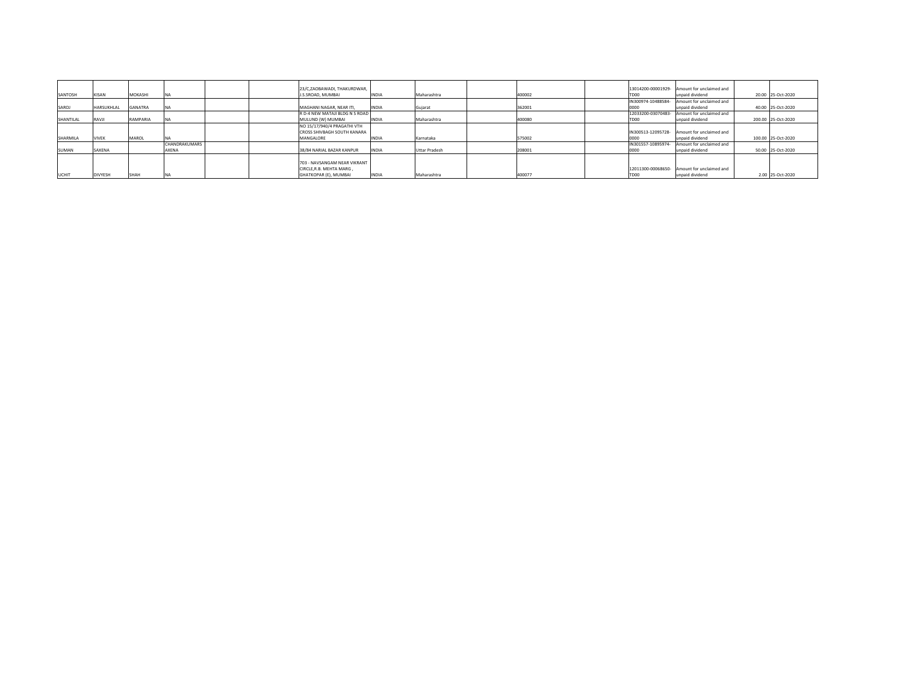| | | | | | | | | | | | | | | | |
|---|---|---|---|---|---|---|---|---|---|---|---|---|---|---|---|
| SANTOSH | KISAN | MOKASHI | NA | | | 23/C,ZAOBAWADI, THAKURDWAR, J.S.SROAD, MUMBAI | INDIA | Maharashtra | | 400002 | | 13014200-00001929-TD00 | Amount for unclaimed and unpaid dividend | 20.00 | 25-Oct-2020 |
| SAROJ | HARSUKHLAL | GANATRA | NA | | | MAGHANI NAGAR, NEAR ITI, | INDIA | Gujarat | | 362001 | | IN300974-10488584-0000 | Amount for unclaimed and unpaid dividend | 40.00 | 25-Oct-2020 |
| SHANTILAL | RAVJI | RAMPARIA | NA | | | R D-4 NEW MATAJI BLDG N S ROAD MULUND (W) MUMBAI | INDIA | Maharashtra | | 400080 | | 12033200-03070483-TD00 | Amount for unclaimed and unpaid dividend | 200.00 | 25-Oct-2020 |
| SHARMILA | VIVEK | MAROL | NA | | | NO 15/17/940/4 PRAGATHI VTH CROSS SHIVBAGH SOUTH KANARA MANGALORE | INDIA | Karnataka | | 575002 | | IN300513-12095728-0000 | Amount for unclaimed and unpaid dividend | 100.00 | 25-Oct-2020 |
| SUMAN | SAXENA | | CHANDRAKUMARS AXENA | | | 38/84 NARIAL BAZAR KANPUR | INDIA | Uttar Pradesh | | 208001 | | IN301557-10895974-0000 | Amount for unclaimed and unpaid dividend | 50.00 | 25-Oct-2020 |
| UCHIT | DIVYESH | SHAH | NA | | | 703 - NAVSANGAM NEAR VIKRANT CIRCLE,R.B. MEHTA MARG , GHATKOPAR (E), MUMBAI | INDIA | Maharashtra | | 400077 | | 12011300-00068650-TD00 | Amount for unclaimed and unpaid dividend | 2.00 | 25-Oct-2020 |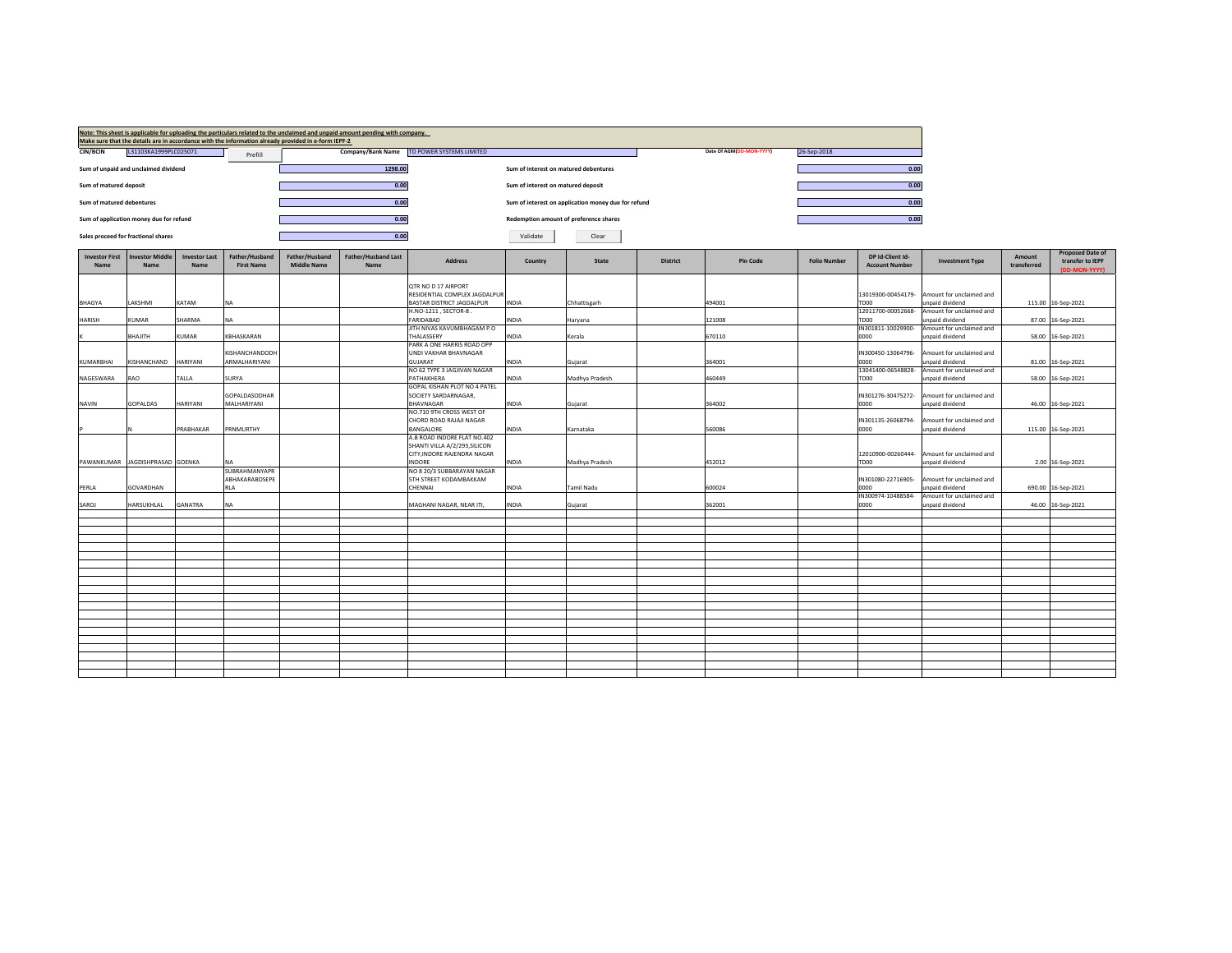**Note: This sheet is applicable for uploading the particulars related to the unclaimed and unpaid amount pending with company.**
**Make sure that the details are in accordance with the information already provided in e-form IEPF-2**

| | | | | | |
|---|---|---|---|---|---|
| **CIN/BCIN** | L31103KA1999PLC025071 | Prefill | **Company/Bank Name** | TD POWER SYSTEMS LIMITED | |
| | | | **Date Of AGM(DD-MON-YYYY)** | 26-Sep-2018 | |
| **Sum of unpaid and unclaimed dividend** | 1298.00 | | **Sum of interest on matured debentures** | 0.00 | |
| **Sum of matured deposit** | 0.00 | | **Sum of interest on matured deposit** | 0.00 | |
| **Sum of matured debentures** | 0.00 | | **Sum of interest on application money due for refund** | 0.00 | |
| **Sum of application money due for refund** | 0.00 | | **Redemption amount of preference shares** | 0.00 | |
| **Sales proceed for fractional shares** | 0.00 | | Validate | Clear | |

| Investor First Name | Investor Middle Name | Investor Last Name | Father/Husband First Name | Father/Husband Middle Name | Father/Husband Last Name | Address | Country | State | District | Pin Code | Folio Number | DP Id-Client Id-Account Number | Investment Type | Amount transferred | Proposed Date of transfer to IEPF (DD-MON-YYYY) |
|---|---|---|---|---|---|---|---|---|---|---|---|---|---|---|---|
| BHAGYA | LAKSHMI | KATAM | NA | | | QTR NO D 17 AIRPORT RESIDENTIAL COMPLEX JAGDALPUR BASTAR DISTRICT JAGDALPUR | INDIA | Chhattisgarh | | 494001 | | 13019300-00454179-TD00 | Amount for unclaimed and unpaid dividend | 115.00 | 16-Sep-2021 |
| HARISH | KUMAR | SHARMA | NA | | | H.NO-1211 , SECTOR-8 . FARIDABAD | INDIA | Haryana | | 121008 | | 12011700-00052668-TD00 | Amount for unclaimed and unpaid dividend | 87.00 | 16-Sep-2021 |
| K | BHAJITH | KUMAR | KBHASKARAN | | | JITH NIVAS KAVUMBHAGAM P.O THALASSERY | INDIA | Kerala | | 670110 | | IN301811-10029900-0000 | Amount for unclaimed and unpaid dividend | 58.00 | 16-Sep-2021 |
| KUMARBHAI | KISHANCHAND | HARIYANI | KISHANCHANDODH ARMALHARIYANI | | | PARK A ONE HARRIS ROAD OPP UNDI VAKHAR BHAVNAGAR GUJARAT | INDIA | Gujarat | | 364001 | | IN300450-13064796-0000 | Amount for unclaimed and unpaid dividend | 81.00 | 16-Sep-2021 |
| NAGESWARA | RAO | TALLA | SURYA | | | NO 62 TYPE 3 JAGJIVAN NAGAR PATHAKHERA | INDIA | Madhya Pradesh | | 460449 | | 13041400-06548828-TD00 | Amount for unclaimed and unpaid dividend | 58.00 | 16-Sep-2021 |
| NAVIN | GOPALDAS | HARIYANI | GOPALDASODHAR MALHARIYANI | | | GOPAL KISHAN PLOT NO 4 PATEL SOCIETY SARDARNAGAR, BHAVNAGAR | INDIA | Gujarat | | 364002 | | IN301276-30475272-0000 | Amount for unclaimed and unpaid dividend | 46.00 | 16-Sep-2021 |
| P | N | PRABHAKAR | PRNMURTHY | | | NO.710 9TH CROSS WEST OF CHORD ROAD RAJAJI NAGAR BANGALORE | INDIA | Karnataka | | 560086 | | IN301135-26068794-0000 | Amount for unclaimed and unpaid dividend | 115.00 | 16-Sep-2021 |
| PAWANKUMAR | JAGDISHPRASAD | GOENKA | NA | | | A.B ROAD INDORE FLAT NO.402 SHANTI VILLA A/2/293,SILICON CITY,INDORE RAJENDRA NAGAR INDORE | INDIA | Madhya Pradesh | | 452012 | | 12010900-00260444-TD00 | Amount for unclaimed and unpaid dividend | 2.00 | 16-Sep-2021 |
| PERLA | GOVARDHAN | | SUBRAHMANYAPR ABHAKARABOSEPE RLA | | | NO 8 20/3 SUBBARAYAN NAGAR 5TH STREET KODAMBAKKAM CHENNAI | INDIA | Tamil Nadu | | 600024 | | IN301080-22716905-0000 | Amount for unclaimed and unpaid dividend | 690.00 | 16-Sep-2021 |
| SAROJ | HARSUKHLAL | GANATRA | NA | | | MAGHANI NAGAR, NEAR ITI, | INDIA | Gujarat | | 362001 | | IN300974-10488584-0000 | Amount for unclaimed and unpaid dividend | 46.00 | 16-Sep-2021 |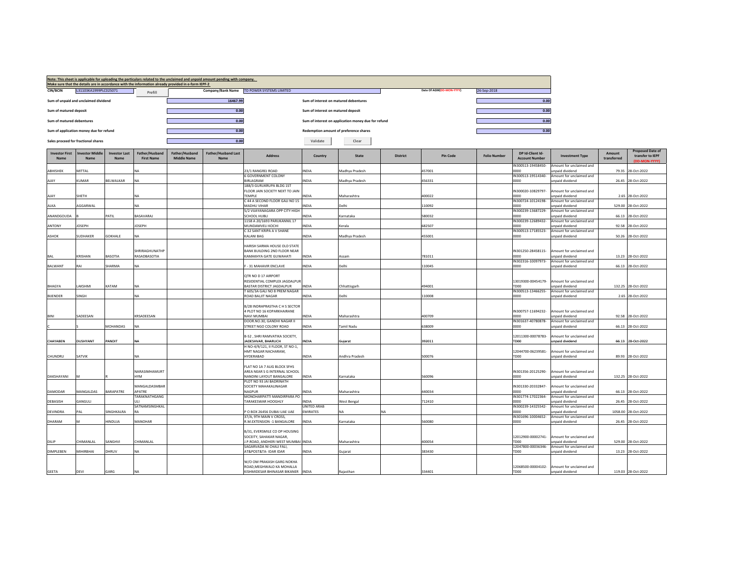Note: This sheet is applicable for uploading the particulars related to the unclaimed and unpaid amount pending with company.
Make sure that the details are in accordance with the information already provided in e-form IEPF-2

| CIN/BCIN | L31103KA1999PLC025071 | Prefill | Company/Bank Name | TD POWER SYSTEMS LIMITED | Date Of AGM(DD-MON-YYYY) | 26-Sep-2018 |
|---|---|---|---|---|---|---|

| | | | |
|---|---|---|---|
| Sum of unpaid and unclaimed dividend | 16467.99 | Sum of interest on matured debentures | 0.00 |
| Sum of matured deposit | 0.00 | Sum of interest on matured deposit | 0.00 |
| Sum of matured debentures | 0.00 | Sum of interest on application money due for refund | 0.00 |
| Sum of application money due for refund | 0.00 | Redemption amount of preference shares | 0.00 |
| Sales proceed for fractional shares | 0.00 | Validate | Clear |

| Investor First Name | Investor Middle Name | Investor Last Name | Father/Husband First Name | Father/Husband Middle Name | Father/Husband Last Name | Address | Country | State | District | Pin Code | Folio Number | DP Id-Client Id-Account Number | Investment Type | Amount transferred | Proposed Date of transfer to IEPF (DD-MON-YYYY) |
|---|---|---|---|---|---|---|---|---|---|---|---|---|---|---|---|
| ABHISHEK | MITTAL | | NA | | | 23/1 RANGREJ ROAD | INDIA | Madhya Pradesh | | 457001 | | IN300513-19458450-0000 | Amount for unclaimed and unpaid dividend | 79.35 | 28-Oct-2022 |
| AJAY | KUMAR | BELWALKAR | NA | | | 6 GOVERNMENT COLONY BIRLAGRAM | INDIA | Madhya Pradesh | | 456331 | | IN300513-19514340-0000 | Amount for unclaimed and unpaid dividend | 26.45 | 28-Oct-2022 |
| AJAY | SHETH | | NA | | | 188/3 GURUKRUPA BLDG 1ST FLOOR JAIN SOCIETY NEXT TO JAIN TEMPLE | INDIA | Maharashtra | | 400022 | | IN300020-10829797-0000 | Amount for unclaimed and unpaid dividend | 2.65 | 28-Oct-2022 |
| ALKA | AGGARWAL | | NA | | | C 44 A SECOND FLOOR GALI NO 15 MADHU VIHAR | INDIA | Delhi | | 110092 | | IN300724-10124198-0000 | Amount for unclaimed and unpaid dividend | 529.00 | 28-Oct-2022 |
| ANANDGOUDA | B | PATIL | BASAVARAJ | | | 5/2 VIJAYANAGARA OPP CITY HIGH SCHOOL HUBLI | INDIA | Karnataka | | 580032 | | IN300239-13687229-0000 | Amount for unclaimed and unpaid dividend | 66.13 | 28-Oct-2022 |
| ANTONY | JOSEPH | | JOSEPH | | | 1158 A 20/1693 PARUKANNIL 17 MUNDAMVELI KOCHI | INDIA | Kerala | | 682507 | | IN300239-12689432-0000 | Amount for unclaimed and unpaid dividend | 92.58 | 28-Oct-2022 |
| ASHOK | SUDHAKER | GOKHALE | NA | | | C 32 SANT KRIPA A V SHANE KALANI BAG | INDIA | Madhya Pradesh | | 455001 | | IN300513-17185523-0000 | Amount for unclaimed and unpaid dividend | 50.26 | 28-Oct-2022 |
| BAL | KRISHAN | BASOTIA | SHRIRAGHUNATHPRASADBASOTIA | | | HARISH SARMA HOUSE OLD STATE BANK BUILDING 2ND FLOOR NEAR KAMAKHYA GATE GUWAHATI | INDIA | Assam | | 781011 | | IN301250-28458115-0000 | Amount for unclaimed and unpaid dividend | 13.23 | 28-Oct-2022 |
| BALWANT | RAI | SHARMA | NA | | | F - 31 MAHAVIR ENCLAVE | INDIA | Delhi | | 110045 | | IN302316-10097973-0000 | Amount for unclaimed and unpaid dividend | 66.13 | 28-Oct-2022 |
| BHAGYA | LAKSHMI | KATAM | NA | | | QTR NO D 17 AIRPORT RESIDENTIAL COMPLEX JAGDALPUR BASTAR DISTRICT JAGDALPUR | INDIA | Chhattisgarh | | 494001 | | 13019300-00454179-TD00 | Amount for unclaimed and unpaid dividend | 132.25 | 28-Oct-2022 |
| BIJENDER | SINGH | | NA | | | T 605/3A GALI NO 8 PREM NAGAR ROAD BALJIT NAGAR | INDIA | Delhi | | 110008 | | IN300513-13466255-0000 | Amount for unclaimed and unpaid dividend | 2.65 | 28-Oct-2022 |
| BINI | SADEESAN | | KRSADEESAN | | | B/28 INDRAPRASTHA C H S SECTOR 4 PLOT NO 16 KOPARKHAIRANE NAVI MUMBAI | INDIA | Maharashtra | | 400709 | | IN300757-11694232-0000 | Amount for unclaimed and unpaid dividend | 92.58 | 28-Oct-2022 |
| C | S | MOHANDAS | NA | | | DOOR NO.30, GANDHI NAGAR II STREET NGO COLONY ROAD | INDIA | Tamil Nadu | | 638009 | | IN301637-40780878-0000 | Amount for unclaimed and unpaid dividend | 66.13 | 28-Oct-2022 |
| CHAYABEN | DUSHYANT | PANDIT | NA | | | B-52 , SHRI RAMVATIKA SOCIETY, JADESHVAR, BHARUCH | INDIA | Gujarat | | 392011 | | 12011300-00078783-TD00 | Amount for unclaimed and unpaid dividend | 66.13 | 28-Oct-2022 |
| CHUNDRU | SATVIK | | NA | | | H NO-4/9/121, II FLOOR, ST NO-1, HMT NAGAR NACHARAM, HYDERABAD | INDIA | Andhra Pradesh | | 500076 | | 12044700-06239581-TD00 | Amount for unclaimed and unpaid dividend | 89.93 | 28-Oct-2022 |
| DAKSHAYANI | M | R | NARASIMHAMURTHYM | | | FLAT NO 1A 7 ALIG BLOCK SFHS AREA NEAR S G INTERNAL SCHOOL NANDINI LAYOUT BANGALORE | INDIA | Karnataka | | 560096 | | IN301356-20125290-0000 | Amount for unclaimed and unpaid dividend | 132.25 | 28-Oct-2022 |
| DAMODAR | MANGALDAS | BARAPATRE | MANGALDASMBARAPATRE | | | PLOT NO 93 JAI BADRINATH SOCIETY MAHAKALINAGAR NAGPUR | INDIA | Maharashtra | | 440034 | | IN301330-20332847-0000 | Amount for unclaimed and unpaid dividend | 66.13 | 28-Oct-2022 |
| DEBASISH | GANGULI | | TARAKNATHGANGULI | | | MONOHARPATTI MANDIRPARA PO TARAKESWAR HOOGHLY | INDIA | West Bengal | | 712410 | | IN301774-17022364-0000 | Amount for unclaimed and unpaid dividend | 26.45 | 28-Oct-2022 |
| DEVINDRA | PAL | SINGHKALRA | SATNAMSINGHKALRA | | | P O BOX 26456 DUBAI UAE UAE | UNITED ARAB EMIRATES | NA | NA | | | IN300239-14325542-0000 | Amount for unclaimed and unpaid dividend | 1058.00 | 28-Oct-2022 |
| DHARAM | M | HINDUJA | MANOHAR | | | 37/A, 9TH MAIN V CROSS, R.M.EXTENSION -1 BANGALORE | INDIA | Karnataka | | 560080 | | IN301696-10004652-0000 | Amount for unclaimed and unpaid dividend | 26.45 | 28-Oct-2022 |
| DILIP | CHIMANLAL | SANGHVI | CHIMANLAL | | | B/31, EVERSMILE CO OP HOUSING SOCEITY, SAHAKAR NAGAR, J.P.ROAD, ANDHERI WEST MUMBAI | INDIA | Maharashtra | | 400054 | | 12012900-00002741-TD00 | Amount for unclaimed and unpaid dividend | 529.00 | 28-Oct-2022 |
| DIMPLEBEN | MIHIRBHAI | DHRUV | NA | | | SAGARVADA NI CHALI FALI, AT&POST&TA- IDAR IDAR | INDIA | Gujarat | | 383430 | | 12047800-00036346-TD00 | Amount for unclaimed and unpaid dividend | 13.23 | 28-Oct-2022 |
| GEETA | DEVI | GARG | NA | | | W/O OM PRAKASH GARG NOKHA ROAD,MEGHWALO KA MOHALLA KISHMIDESAR BHINASAR BIKANER | INDIA | Rajasthan | | 334401 | | 12068500-00004102-TD00 | Amount for unclaimed and unpaid dividend | 119.03 | 28-Oct-2022 |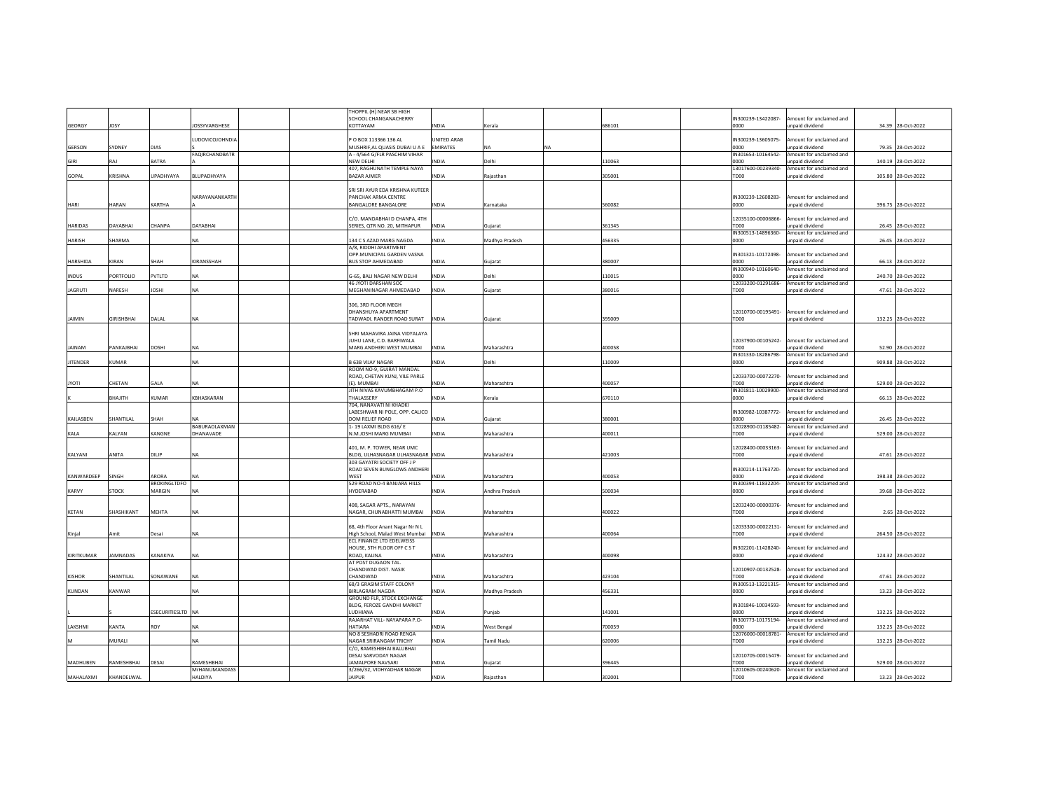| | | | | | | | | | | | | | | | |
|---|---|---|---|---|---|---|---|---|---|---|---|---|---|---|---|
| GEORGY | JOSY | | JOSSYVARGHESE | | | THOPPIL (H) NEAR SB HIGH SCHOOL CHANGANACHERRY KOTTAYAM | INDIA | Kerala | | 686101 | | IN300239-13422087-0000 | Amount for unclaimed and unpaid dividend | 34.39 | 28-Oct-2022 |
| GERSON | SYDNEY | DIAS | LUDOVICOJOHNDIAS | | | P O BOX 113366 136 AL MUSHRIF,AL QUASIS DUBAI U A E | UNITED ARAB EMIRATES | NA | NA | | | IN300239-13605075-0000 | Amount for unclaimed and unpaid dividend | 79.35 | 28-Oct-2022 |
| GIRI | RAJ | BATRA | FAQIRCHANDBATRA | | | A - 4/564 G/FLR PASCHIM VIHAR NEW DELHI | INDIA | Delhi | | 110063 | | IN301653-10164542-0000 | Amount for unclaimed and unpaid dividend | 140.19 | 28-Oct-2022 |
| GOPAL | KRISHNA | UPADHYAYA | BLUPADHYAYA | | | 407, RAGHUNATH TEMPLE NAYA BAZAR AJMER | INDIA | Rajasthan | | 305001 | | 13017600-00239340-TD00 | Amount for unclaimed and unpaid dividend | 105.80 | 28-Oct-2022 |
| HARI | HARAN | KARTHA | NARAYANANKARTHA | | | SRI SRI AYUR EDA KRISHNA KUTEER PANCHAK ARMA CENTRE BANGALORE BANGALORE | INDIA | Karnataka | | 560082 | | IN300239-12608283-0000 | Amount for unclaimed and unpaid dividend | 396.75 | 28-Oct-2022 |
| HARIDAS | DAYABHAI | CHANPA | DAYABHAI | | | C/O. MANDABHAI D CHANPA, 4TH SERIES, QTR NO. 20, MITHAPUR | INDIA | Gujarat | | 361345 | | 12035100-00006866-TD00 | Amount for unclaimed and unpaid dividend | 26.45 | 28-Oct-2022 |
| HARISH | SHARMA | | NA | | | 134 C S AZAD MARG NAGDA | INDIA | Madhya Pradesh | | 456335 | | IN300513-14896360-0000 | Amount for unclaimed and unpaid dividend | 26.45 | 28-Oct-2022 |
| HARSHIDA | KIRAN | SHAH | KIRANSSHAH | | | A/8, RIDDHI APARTMENT OPP.MUNICIPAL GARDEN VASNA BUS STOP AHMEDABAD | INDIA | Gujarat | | 380007 | | IN301321-10172498-0000 | Amount for unclaimed and unpaid dividend | 66.13 | 28-Oct-2022 |
| INDUS | PORTFOLIO | PVTLTD | NA | | | G-65, BALI NAGAR NEW DELHI | INDIA | Delhi | | 110015 | | IN300940-10160640-0000 | Amount for unclaimed and unpaid dividend | 240.70 | 28-Oct-2022 |
| JAGRUTI | NARESH | JOSHI | NA | | | 46 JYOTI DARSHAN SOC MEGHANINAGAR AHMEDABAD | INDIA | Gujarat | | 380016 | | 12033200-01291686-TD00 | Amount for unclaimed and unpaid dividend | 47.61 | 28-Oct-2022 |
| JAIMIN | GIRISHBHAI | DALAL | NA | | | 306, 3RD FLOOR MEGH DHANSHUYA APARTMENT TADWADI. RANDER ROAD SURAT | INDIA | Gujarat | | 395009 | | 12010700-00195491-TD00 | Amount for unclaimed and unpaid dividend | 132.25 | 28-Oct-2022 |
| JAINAM | PANKAJBHAI | DOSHI | NA | | | SHRI MAHAVIRA JAINA VIDYALAYA JUHU LANE, C.D. BARFIWALA MARG ANDHERI WEST MUMBAI | INDIA | Maharashtra | | 400058 | | 12037900-00105242-TD00 | Amount for unclaimed and unpaid dividend | 52.90 | 28-Oct-2022 |
| JITENDER | KUMAR | | NA | | | B 63B VIJAY NAGAR | INDIA | Delhi | | 110009 | | IN301330-18286798-0000 | Amount for unclaimed and unpaid dividend | 909.88 | 28-Oct-2022 |
| JYOTI | CHETAN | GALA | NA | | | ROOM NO-9, GUJRAT MANDAL ROAD, CHETAN KUNJ, VILE PARLE (E). MUMBAI | INDIA | Maharashtra | | 400057 | | 12033700-00072270-TD00 | Amount for unclaimed and unpaid dividend | 529.00 | 28-Oct-2022 |
| K | BHAJITH | KUMAR | KBHASKARAN | | | JITH NIVAS KAVUMBHAGAM P.O THALASSERY | INDIA | Kerala | | 670110 | | IN301811-10029900-0000 | Amount for unclaimed and unpaid dividend | 66.13 | 28-Oct-2022 |
| KAILASBEN | SHANTILAL | SHAH | NA | | | 704, NANAVATI NI KHADKI LABESHWAR NI POLE, OPP. CALICO DOM RELIEF ROAD | INDIA | Gujarat | | 380001 | | IN300982-10387772-0000 | Amount for unclaimed and unpaid dividend | 26.45 | 28-Oct-2022 |
| KALA | KALYAN | KANGNE | BABURAOLAXMANDHANAVADE | | | 1- 19 LAXMI BLDG 616/ E N.M.JOSHI MARG MUMBAI | INDIA | Maharashtra | | 400011 | | 12028900-01185482-TD00 | Amount for unclaimed and unpaid dividend | 529.00 | 28-Oct-2022 |
| KALYANI | ANITA | DILIP | NA | | | 401, M. P. TOWER, NEAR UMC BLDG, ULHASNAGAR ULHASNAGAR | INDIA | Maharashtra | | 421003 | | 12028400-00033163-TD00 | Amount for unclaimed and unpaid dividend | 47.61 | 28-Oct-2022 |
| KANWARDEEP | SINGH | ARORA | NA | | | 303 GAYATRI SOCIETY OFF J P ROAD SEVEN BUNGLOWS ANDHERI WEST | INDIA | Maharashtra | | 400053 | | IN300214-11763720-0000 | Amount for unclaimed and unpaid dividend | 198.38 | 28-Oct-2022 |
| KARVY | STOCK | BROKINGLTDFOMARGIN | NA | | | 529 ROAD NO-4 BANJARA HILLS HYDERABAD | INDIA | Andhra Pradesh | | 500034 | | IN300394-11832204-0000 | Amount for unclaimed and unpaid dividend | 39.68 | 28-Oct-2022 |
| KETAN | SHASHIKANT | MEHTA | NA | | | 408, SAGAR APTS., NARAYAN NAGAR, CHUNABHATTI MUMBAI | INDIA | Maharashtra | | 400022 | | 12032400-00000376-TD00 | Amount for unclaimed and unpaid dividend | 2.65 | 28-Oct-2022 |
| Kinjal | Amit | Desai | NA | | | 68, 4th Floor Anant Nagar Nr N L High School, Malad West Mumbai | INDIA | Maharashtra | | 400064 | | 12033300-00022131-TD00 | Amount for unclaimed and unpaid dividend | 264.50 | 28-Oct-2022 |
| KIRITKUMAR | JAMNADAS | KANAKIYA | NA | | | ECL FINANCE LTD EDELWEISS HOUSE, 5TH FLOOR OFF C S T ROAD, KALINA | INDIA | Maharashtra | | 400098 | | IN302201-11428240-0000 | Amount for unclaimed and unpaid dividend | 124.32 | 28-Oct-2022 |
| KISHOR | SHANTILAL | SONAWANE | NA | | | AT POST DUGAON TAL. CHANDWAD DIST. NASIK CHANDWAD | INDIA | Maharashtra | | 423104 | | 12010907-00132528-TD00 | Amount for unclaimed and unpaid dividend | 47.61 | 28-Oct-2022 |
| KUNDAN | KANWAR | | NA | | | 68/3 GRASIM STAFF COLONY BIRLAGRAM NAGDA | INDIA | Madhya Pradesh | | 456331 | | IN300513-13221315-0000 | Amount for unclaimed and unpaid dividend | 13.23 | 28-Oct-2022 |
| L | S | ESECURITIESLTD | NA | | | GROUND FLR, STOCK EXCHANGE BLDG, FEROZE GANDHI MARKET LUDHIANA | INDIA | Punjab | | 141001 | | IN301846-10034593-0000 | Amount for unclaimed and unpaid dividend | 132.25 | 28-Oct-2022 |
| LAKSHMI | KANTA | ROY | NA | | | RAJARHAT VILL- NAYAPARA P.O-HATIARA | INDIA | West Bengal | | 700059 | | IN300773-10175194-0000 | Amount for unclaimed and unpaid dividend | 132.25 | 28-Oct-2022 |
| M | MURALI | | NA | | | NO 8 SESHADRI ROAD RENGA NAGAR SRIRANGAM TRICHY | INDIA | Tamil Nadu | | 620006 | | 12076000-00018781-TD00 | Amount for unclaimed and unpaid dividend | 132.25 | 28-Oct-2022 |
| MADHUBEN | RAMESHBHAI | DESAI | RAMESHBHAI | | | C/O, RAMESHBHAI BALUBHAI DESAI SARVODAY NAGAR JAMALPORE NAVSARI | INDIA | Gujarat | | 396445 | | 12010705-00015479-TD00 | Amount for unclaimed and unpaid dividend | 529.00 | 28-Oct-2022 |
| MAHALAXMI | KHANDELWAL | | MrHANUMANDASSHALDIYA | | | 3/266/32, VIDHYADHAR NAGAR JAIPUR | INDIA | Rajasthan | | 302001 | | 12010605-00240620-TD00 | Amount for unclaimed and unpaid dividend | 13.23 | 28-Oct-2022 |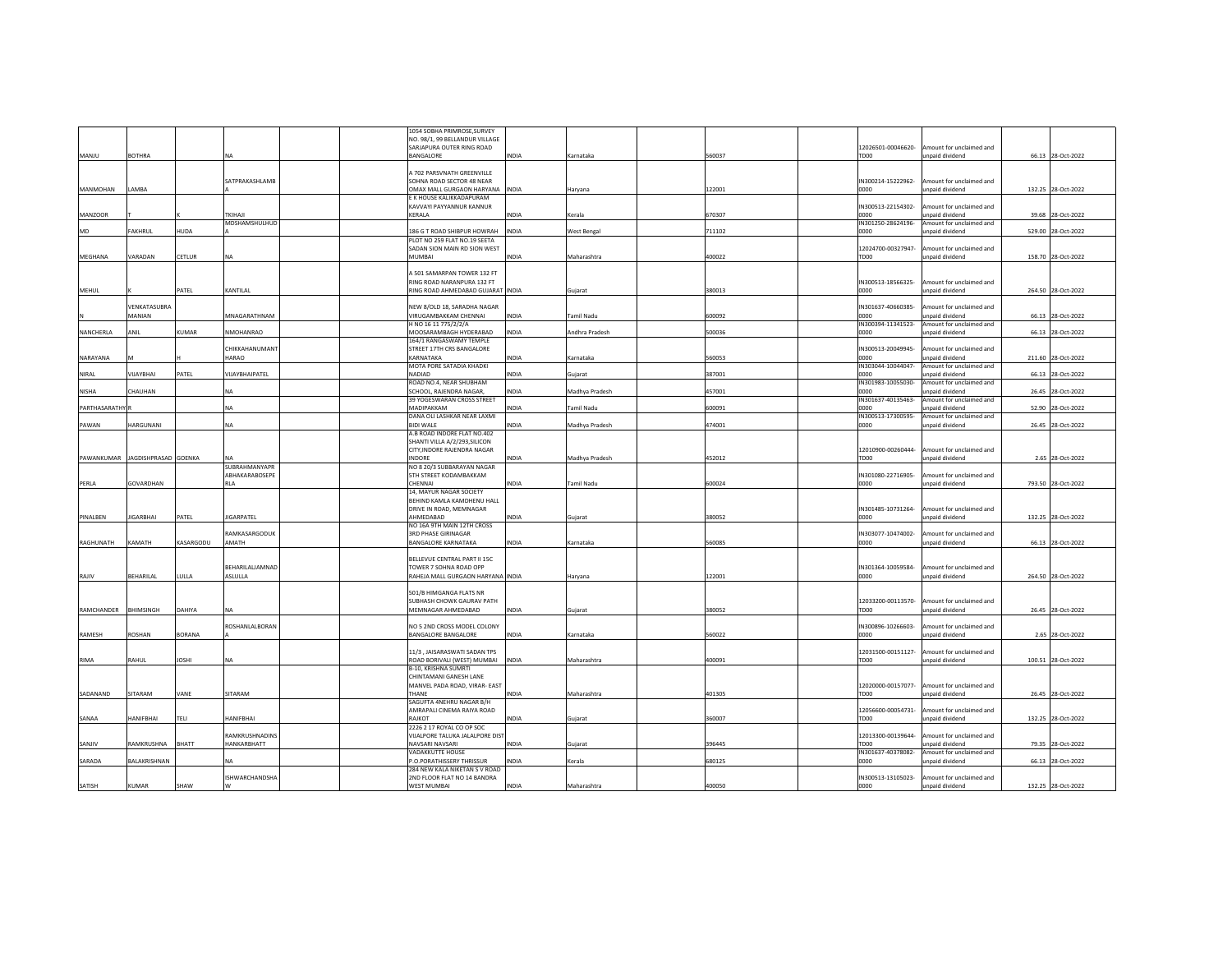| | | | | | | | | | | | | | | |
|---|---|---|---|---|---|---|---|---|---|---|---|---|---|---|
| MANJU | BOTHRA | | NA | | | 1054 SOBHA PRIMROSE,SURVEY NO. 98/1, 99 BELLANDUR VILLAGE SARJAPURA OUTER RING ROAD BANGALORE | INDIA | Karnataka | | 560037 | | 12026501-00046620-TD00 | Amount for unclaimed and unpaid dividend | 66.13 | 28-Oct-2022 |
| MANMOHAN | LAMBA | | SATPRAKASHLAMBA | | | A 702 PARSVNATH GREENVILLE SOHNA ROAD SECTOR 48 NEAR OMAX MALL GURGAON HARYANA | INDIA | Haryana | | 122001 | | IN300214-15222962-0000 | Amount for unclaimed and unpaid dividend | 132.25 | 28-Oct-2022 |
| MANZOOR | T | K | TKIHAJI | | | E K HOUSE KALIKKADAPURAM KAVVAYI PAYYANNUR KANNUR KERALA | INDIA | Kerala | | 670307 | | IN300513-22154302-0000 | Amount for unclaimed and unpaid dividend | 39.68 | 28-Oct-2022 |
| MD | FAKHRUL | HUDA | MDSHAMSHULHUDA | | | 186 G T ROAD SHIBPUR HOWRAH | INDIA | West Bengal | | 711102 | | IN301250-28624196-0000 | Amount for unclaimed and unpaid dividend | 529.00 | 28-Oct-2022 |
| MEGHANA | VARADAN | CETLUR | NA | | | PLOT NO 259 FLAT NO.19 SEETA SADAN SION MAIN RD SION WEST MUMBAI | INDIA | Maharashtra | | 400022 | | 12024700-00327947-TD00 | Amount for unclaimed and unpaid dividend | 158.70 | 28-Oct-2022 |
| MEHUL | K | PATEL | KANTILAL | | | A 501 SAMARPAN TOWER 132 FT RING ROAD NARANPURA 132 FT RING ROAD AHMEDABAD GUJARAT | INDIA | Gujarat | | 380013 | | IN300513-18566325-0000 | Amount for unclaimed and unpaid dividend | 264.50 | 28-Oct-2022 |
| N | VENKATASUBRAMANIAN | | MNAGARATHNAM | | | NEW 8/OLD 18, SARADHA NAGAR VIRUGAMBAKKAM CHENNAI | INDIA | Tamil Nadu | | 600092 | | IN301637-40660385-0000 | Amount for unclaimed and unpaid dividend | 66.13 | 28-Oct-2022 |
| NANCHERLA | ANIL | KUMAR | NMOHANRAO | | | H NO 16 11 775/2/2/A MOOSARAMBAGH HYDERABAD | INDIA | Andhra Pradesh | | 500036 | | IN300394-11341523-0000 | Amount for unclaimed and unpaid dividend | 66.13 | 28-Oct-2022 |
| NARAYANA | M | H | CHIKKAHANUMANTHARAO | | | 164/1 RANGASWAMY TEMPLE STREET 17TH CRS BANGALORE KARNATAKA | INDIA | Karnataka | | 560053 | | IN300513-20049945-0000 | Amount for unclaimed and unpaid dividend | 211.60 | 28-Oct-2022 |
| NIRAL | VIJAYBHAI | PATEL | VIJAYBHAIPATEL | | | MOTA PORE SATADIA KHADKI NADIAD | INDIA | Gujarat | | 387001 | | IN303044-10044047-0000 | Amount for unclaimed and unpaid dividend | 66.13 | 28-Oct-2022 |
| NISHA | CHAUHAN | | NA | | | ROAD NO.4, NEAR SHUBHAM SCHOOL, RAJENDRA NAGAR, | INDIA | Madhya Pradesh | | 457001 | | IN301983-10055030-0000 | Amount for unclaimed and unpaid dividend | 26.45 | 28-Oct-2022 |
| PARTHASARATHY | R | | NA | | | 39 YOGESWARAN CROSS STREET MADIPAKKAM | INDIA | Tamil Nadu | | 600091 | | IN301637-40135463-0000 | Amount for unclaimed and unpaid dividend | 52.90 | 28-Oct-2022 |
| PAWAN | HARGUNANI | | NA | | | DANA OLI LASHKAR NEAR LAXMI BIDI WALE | INDIA | Madhya Pradesh | | 474001 | | IN300513-17300595-0000 | Amount for unclaimed and unpaid dividend | 26.45 | 28-Oct-2022 |
| PAWANKUMAR | JAGDISHPRASAD | GOENKA | NA | | | A.B ROAD INDORE FLAT NO.402 SHANTI VILLA A/2/293,SILICON CITY,INDORE RAJENDRA NAGAR INDORE | INDIA | Madhya Pradesh | | 452012 | | 12010900-00260444-TD00 | Amount for unclaimed and unpaid dividend | 2.65 | 28-Oct-2022 |
| PERLA | GOVARDHAN | | SUBRAHMANYAPRABHAKARABOSEPERLA | | | NO 8 20/3 SUBBARAYAN NAGAR 5TH STREET KODAMBAKKAM CHENNAI | INDIA | Tamil Nadu | | 600024 | | IN301080-22716905-0000 | Amount for unclaimed and unpaid dividend | 793.50 | 28-Oct-2022 |
| PINALBEN | JIGARBHAI | PATEL | JIGARPATEL | | | 14, MAYUR NAGAR SOCIETY BEHIND KAMLA KAMDHENU HALL DRIVE IN ROAD, MEMNAGAR AHMEDABAD | INDIA | Gujarat | | 380052 | | IN301485-10731264-0000 | Amount for unclaimed and unpaid dividend | 132.25 | 28-Oct-2022 |
| RAGHUNATH | KAMATH | KASARGODU | RAMKASARGODUKAMATH | | | NO 16A 9TH MAIN 12TH CROSS 3RD PHASE GIRINAGAR BANGALORE KARNATAKA | INDIA | Karnataka | | 560085 | | IN303077-10474002-0000 | Amount for unclaimed and unpaid dividend | 66.13 | 28-Oct-2022 |
| RAJIV | BEHARILAL | LULLA | BEHARILALJAMNADASLULLA | | | BELLEVUE CENTRAL PART II 15C TOWER 7 SOHNA ROAD OPP RAHEJA MALL GURGAON HARYANA | INDIA | Haryana | | 122001 | | IN301364-10059584-0000 | Amount for unclaimed and unpaid dividend | 264.50 | 28-Oct-2022 |
| RAMCHANDER | BHIMSINGH | DAHIYA | NA | | | 501/B HIMGANGA FLATS NR SUBHASH CHOWK GAURAV PATH MEMNAGAR AHMEDABAD | INDIA | Gujarat | | 380052 | | 12033200-00113570-TD00 | Amount for unclaimed and unpaid dividend | 26.45 | 28-Oct-2022 |
| RAMESH | ROSHAN | BORANA | ROSHANLALBORANA | | | NO 5 2ND CROSS MODEL COLONY BANGALORE BANGALORE | INDIA | Karnataka | | 560022 | | IN300896-10266603-0000 | Amount for unclaimed and unpaid dividend | 2.65 | 28-Oct-2022 |
| RIMA | RAHUL | JOSHI | NA | | | 11/3 , JAISARASWATI SADAN TPS ROAD BORIVALI (WEST) MUMBAI | INDIA | Maharashtra | | 400091 | | 12031500-00151127-TD00 | Amount for unclaimed and unpaid dividend | 100.51 | 28-Oct-2022 |
| SADANAND | SITARAM | VANE | SITARAM | | | B-10, KRISHNA SUMRTI CHINTAMANI GANESH LANE MANVEL PADA ROAD, VIRAR- EAST THANE | INDIA | Maharashtra | | 401305 | | 12020000-00157077-TD00 | Amount for unclaimed and unpaid dividend | 26.45 | 28-Oct-2022 |
| SANAA | HANIFBHAI | TELI | HANIFBHAI | | | SAGUFTA 4NEHRU NAGAR B/H AMRAPALI CINEMA RAIYA ROAD RAJKOT | INDIA | Gujarat | | 360007 | | 12056600-00054731-TD00 | Amount for unclaimed and unpaid dividend | 132.25 | 28-Oct-2022 |
| SANJIV | RAMKRUSHNA | BHATT | RAMKRUSHNADINSHANKARBHATT | | | 2226 2 17 ROYAL CO OP SOC VIJALPORE TALUKA JALALPORE DIST NAVSARI NAVSARI | INDIA | Gujarat | | 396445 | | 12013300-00139644-TD00 | Amount for unclaimed and unpaid dividend | 79.35 | 28-Oct-2022 |
| SARADA | BALAKRISHNAN | | NA | | | VADAKKUTTE HOUSE P.O.PORATHISSERY THRISSUR | INDIA | Kerala | | 680125 | | IN301637-40378082-0000 | Amount for unclaimed and unpaid dividend | 66.13 | 28-Oct-2022 |
| SATISH | KUMAR | SHAW | ISHWARCHANDSHAW | | | 284 NEW KALA NIKETAN S V ROAD 2ND FLOOR FLAT NO 14 BANDRA WEST MUMBAI | INDIA | Maharashtra | | 400050 | | IN300513-13105023-0000 | Amount for unclaimed and unpaid dividend | 132.25 | 28-Oct-2022 |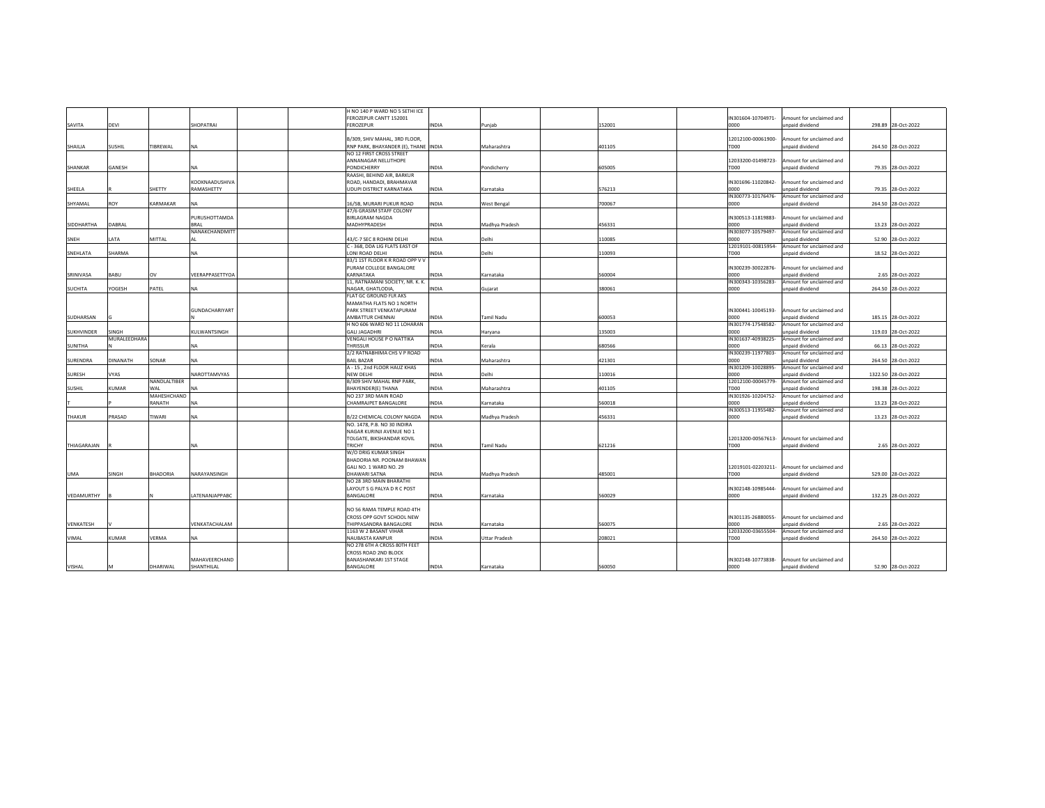| | | | | | | | | | | | | | | |
|---|---|---|---|---|---|---|---|---|---|---|---|---|---|---|
| SAVITA | DEVI | | SHOPATRAI | | | H NO 140 P WARD NO 5 SETHI ICE FEROZEPUR CANTT 152001 FEROZEPUR | INDIA | Punjab | | 152001 | | IN301604-10704971-0000 | Amount for unclaimed and unpaid dividend | 298.89 | 28-Oct-2022 |
| SHAILJA | SUSHIL | TIBREWAL | NA | | | B/309, SHIV MAHAL, 3RD FLOOR, RNP PARK, BHAYANDER (E), THANE | INDIA | Maharashtra | | 401105 | | 12012100-00061900-TD00 | Amount for unclaimed and unpaid dividend | 264.50 | 28-Oct-2022 |
| SHANKAR | GANESH | | NA | | | NO 12 FIRST CROSS STREET ANNANAGAR NELLITHOPE PONDICHERRY | INDIA | Pondicherry | | 605005 | | 12033200-01498723-TD00 | Amount for unclaimed and unpaid dividend | 79.35 | 28-Oct-2022 |
| SHEELA | R | SHETTY | KOOKNAADUSHIVA RAMASHETTY | | | RAASHI, BEHIND AIR, BARKUR ROAD, HANDADI, BRAHMAVAR UDUPI DISTRICT KARNATAKA | INDIA | Karnataka | | 576213 | | IN301696-11020842-0000 | Amount for unclaimed and unpaid dividend | 79.35 | 28-Oct-2022 |
| SHYAMAL | ROY | KARMAKAR | NA | | | 16/5B, MURARI PUKUR ROAD | INDIA | West Bengal | | 700067 | | IN300773-10176476-0000 | Amount for unclaimed and unpaid dividend | 264.50 | 28-Oct-2022 |
| SIDDHARTHA | DABRAL | | PURUSHOTTAMDA BRAL | | | 47/6 GRASIM STAFF COLONY BIRLAGRAM NAGDA MADHYPRADESH | INDIA | Madhya Pradesh | | 456331 | | IN300513-11819883-0000 | Amount for unclaimed and unpaid dividend | 13.23 | 28-Oct-2022 |
| SNEH | LATA | MITTAL | NANAKCHANDMITT AL | | | 43/C-7 SEC 8 ROHINI DELHI | INDIA | Delhi | | 110085 | | IN303077-10579497-0000 | Amount for unclaimed and unpaid dividend | 52.90 | 28-Oct-2022 |
| SNEHLATA | SHARMA | | NA | | | C - 368, DDA LIG FLATS EAST OF LONI ROAD DELHI | INDIA | Delhi | | 110093 | | 12019101-00815954-TD00 | Amount for unclaimed and unpaid dividend | 18.52 | 28-Oct-2022 |
| SRINIVASA | BABU | OV | VEERAPPASETTYOA | | | 83/1 1ST FLOOR K R ROAD OPP V V PURAM COLLEGE BANGALORE KARNATAKA | INDIA | Karnataka | | 560004 | | IN300239-30022876-0000 | Amount for unclaimed and unpaid dividend | 2.65 | 28-Oct-2022 |
| SUCHITA | YOGESH | PATEL | NA | | | 11, RATNAMANI SOCIETY, NR. K. K. NAGAR, GHATLODIA, | INDIA | Gujarat | | 380061 | | IN300343-10356283-0000 | Amount for unclaimed and unpaid dividend | 264.50 | 28-Oct-2022 |
| SUDHARSAN | G | | GUNDACHARIYART N | | | FLAT GC GROUND FLR AKS MAMATHA FLATS NO 1 NORTH PARK STREET VENKATAPURAM AMBATTUR CHENNAI | INDIA | Tamil Nadu | | 600053 | | IN300441-10045193-0000 | Amount for unclaimed and unpaid dividend | 185.15 | 28-Oct-2022 |
| SUKHVINDER | SINGH | | KULWANTSINGH | | | H NO 606 WARD NO 11 LOHARAN GALI JAGADHRI | INDIA | Haryana | | 135003 | | IN301774-17548582-0000 | Amount for unclaimed and unpaid dividend | 119.03 | 28-Oct-2022 |
| SUNITHA | MURALEEDHARA N | | NA | | | VENGALI HOUSE P O NATTIKA THRISSUR | INDIA | Kerala | | 680566 | | IN301637-40938225-0000 | Amount for unclaimed and unpaid dividend | 66.13 | 28-Oct-2022 |
| SURENDRA | DINANATH | SONAR | NA | | | 2/2 RATNABHIMA CHS V P ROAD BAIL BAZAR | INDIA | Maharashtra | | 421301 | | IN300239-11977803-0000 | Amount for unclaimed and unpaid dividend | 264.50 | 28-Oct-2022 |
| SURESH | VYAS | | NAROTTAMVYAS | | | A - 15 , 2nd FLOOR HAUZ KHAS NEW DELHI | INDIA | Delhi | | 110016 | | IN301209-10028895-0000 | Amount for unclaimed and unpaid dividend | 1322.50 | 28-Oct-2022 |
| SUSHIL | KUMAR | NANDLALTIBER WAL | NA | | | B/309 SHIV MAHAL RNP PARK, BHAYENDER(E) THANA | INDIA | Maharashtra | | 401105 | | 12012100-00045779-TD00 | Amount for unclaimed and unpaid dividend | 198.38 | 28-Oct-2022 |
| T | P | MAHESHCHAND RANATH | NA | | | NO 237 3RD MAIN ROAD CHAMRAJPET BANGALORE | INDIA | Karnataka | | 560018 | | IN301926-10204752-0000 | Amount for unclaimed and unpaid dividend | 13.23 | 28-Oct-2022 |
| THAKUR | PRASAD | TIWARI | NA | | | B/22 CHEMICAL COLONY NAGDA | INDIA | Madhya Pradesh | | 456331 | | IN300513-11955482-0000 | Amount for unclaimed and unpaid dividend | 13.23 | 28-Oct-2022 |
| THIAGARAJAN | R | | NA | | | NO. 1478, P.B. NO 30 INDIRA NAGAR KURINJI AVENUE NO 1 TOLGATE, BIKSHANDAR KOVIL TRICHY | INDIA | Tamil Nadu | | 621216 | | 12013200-00567613-TD00 | Amount for unclaimed and unpaid dividend | 2.65 | 28-Oct-2022 |
| UMA | SINGH | BHADORIA | NARAYANSINGH | | | W/O DRIG KUMAR SINGH BHADORIA NR. POONAM BHAWAN GALI NO. 1 WARD NO. 29 DHAWARI SATNA | INDIA | Madhya Pradesh | | 485001 | | 12019101-02203211-TD00 | Amount for unclaimed and unpaid dividend | 529.00 | 28-Oct-2022 |
| VEDAMURTHY | B | N | LATENANJAPPABC | | | NO 28 3RD MAIN BHARATHI LAYOUT S G PALYA D R C POST BANGALORE | INDIA | Karnataka | | 560029 | | IN302148-10985444-0000 | Amount for unclaimed and unpaid dividend | 132.25 | 28-Oct-2022 |
| VENKATESH | V | | VENKATACHALAM | | | NO 56 RAMA TEMPLE ROAD 4TH CROSS OPP GOVT SCHOOL NEW THIPPASANDRA BANGALORE | INDIA | Karnataka | | 560075 | | IN301135-26880055-0000 | Amount for unclaimed and unpaid dividend | 2.65 | 28-Oct-2022 |
| VIMAL | KUMAR | VERMA | NA | | | 1163 W 2 BASANT VIHAR NAUBASTA KANPUR | INDIA | Uttar Pradesh | | 208021 | | 12033200-03655504-TD00 | Amount for unclaimed and unpaid dividend | 264.50 | 28-Oct-2022 |
| VISHAL | M | DHARIWAL | MAHAVEERCHAND SHANTHILAL | | | NO 278 6TH A CROSS 80TH FEET CROSS ROAD 2ND BLOCK BANASHANKARI 1ST STAGE BANGALORE | INDIA | Karnataka | | 560050 | | IN302148-10773838-0000 | Amount for unclaimed and unpaid dividend | 52.90 | 28-Oct-2022 |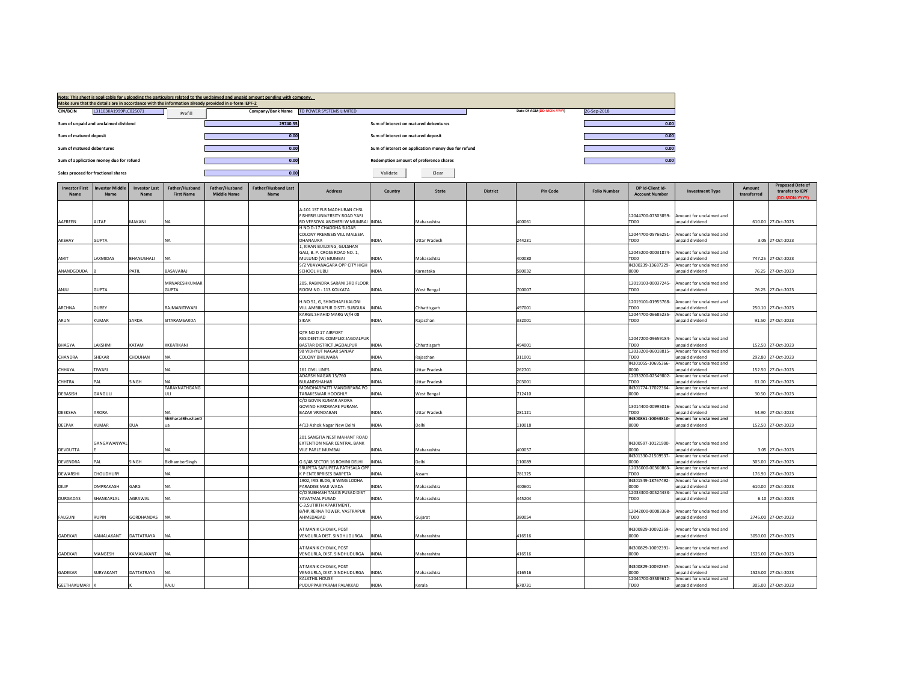**Note: This sheet is applicable for uploading the particulars related to the unclaimed and unpaid amount pending with company.**
**Make sure that the details are in accordance with the information already provided in e-form IEPF-2**

| | | | | | |
|---|---|---|---|---|---|
| CIN/BCIN | L31103KA1999PLC025071 | Prefill | Company/Bank Name | TD POWER SYSTEMS LIMITED | Date Of AGM(DD-MON-YYYY) 26-Sep-2018 |
| Sum of unpaid and unclaimed dividend | 29740.55 | | Sum of interest on matured debentures | 0.00 | |
| Sum of matured deposit | 0.00 | | Sum of interest on matured deposit | 0.00 | |
| Sum of matured debentures | 0.00 | | Sum of interest on application money due for refund | 0.00 | |
| Sum of application money due for refund | 0.00 | | Redemption amount of preference shares | 0.00 | |
| Sales proceed for fractional shares | 0.00 | | Validate | Clear | |

| Investor First Name | Investor Middle Name | Investor Last Name | Father/Husband First Name | Father/Husband Middle Name | Father/Husband Last Name | Address | Country | State | District | Pin Code | Folio Number | DP Id-Client Id-Account Number | Investment Type | Amount transferred | Proposed Date of transfer to IEPF (DD-MON-YYYY) |
|---|---|---|---|---|---|---|---|---|---|---|---|---|---|---|---|
| AAFREEN | ALTAF | MAKANI | NA | | | A-101 1ST FLR MADHUBAN CHSL FISHERIS UNIVERSITY ROAD YARI RD VERSOVA ANDHERI W MUMBAI | INDIA | Maharashtra | | 400061 | | 12044700-07303859-TD00 | Amount for unclaimed and unpaid dividend | 610.00 | 27-Oct-2023 |
| AKSHAY | GUPTA | | NA | | | H NO D-17 CHADDHA SUGAR COLONY PREMESIS VILL MALESIA DHANAURA | INDIA | Uttar Pradesh | | 244231 | | 12044700-05766251-TD00 | Amount for unclaimed and unpaid dividend | 3.05 | 27-Oct-2023 |
| AMIT | LAXMIDAS | BHANUSHALI | NA | | | 1, KIRAN BUILDING, GULSHAN GALI, B. P. CROSS ROAD NO. 1, MULUND (W) MUMBAI | INDIA | Maharashtra | | 400080 | | 12045200-00031874-TD00 | Amount for unclaimed and unpaid dividend | 747.25 | 27-Oct-2023 |
| ANANDGOUDA | B | PATIL | BASAVARAJ | | | 5/2 VIJAYANAGARA OPP CITY HIGH SCHOOL HUBLI | INDIA | Karnataka | | 580032 | | IN300239-13687229-0000 | Amount for unclaimed and unpaid dividend | 76.25 | 27-Oct-2023 |
| ANJU | GUPTA | | MRNARESHKUMAR GUPTA | | | 205, RABINDRA SARANI 3RD FLOOR ROOM NO - 113 KOLKATA | INDIA | West Bengal | | 700007 | | 12019103-00037245-TD00 | Amount for unclaimed and unpaid dividend | 76.25 | 27-Oct-2023 |
| ARCHNA | DUBEY | | RAJMANITIWARI | | | H.NO 51, G, SHIVDHARI KALONI VILL AMBIKAPUR DISTT- SURGUJA | INDIA | Chhattisgarh | | 497001 | | 12019101-01955768-TD00 | Amount for unclaimed and unpaid dividend | 250.10 | 27-Oct-2023 |
| ARUN | KUMAR | SARDA | SITARAMSARDA | | | KARGIL SHAHID MARG W/H 08 SIKAR | INDIA | Rajasthan | | 332001 | | 12044700-06685235-TD00 | Amount for unclaimed and unpaid dividend | 91.50 | 27-Oct-2023 |
| BHAGYA | LAKSHMI | KATAM | KKKATIKANI | | | QTR NO D 17 AIRPORT RESIDENTIAL COMPLEX JAGDALPUR BASTAR DISTRICT JAGDALPUR | INDIA | Chhattisgarh | | 494001 | | 12047200-09659184-TD00 | Amount for unclaimed and unpaid dividend | 152.50 | 27-Oct-2023 |
| CHANDRA | SHEKAR | CHOUHAN | NA | | | 98 VIDHYUT NAGAR SANJAY COLONY BHILWARA | INDIA | Rajasthan | | 311001 | | 12033200-06018815-TD00 | Amount for unclaimed and unpaid dividend | 292.80 | 27-Oct-2023 |
| CHHAYA | TIWARI | | NA | | | 161 CIVIL LINES | INDIA | Uttar Pradesh | | 262701 | | IN301055-10695366-0000 | Amount for unclaimed and unpaid dividend | 152.50 | 27-Oct-2023 |
| CHHTRA | PAL | SINGH | NA | | | ADARSH NAGAR 15/760 BULANDSHAHAR | INDIA | Uttar Pradesh | | 203001 | | 12033200-02549802-TD00 | Amount for unclaimed and unpaid dividend | 61.00 | 27-Oct-2023 |
| DEBASISH | GANGULI | | TARAKNATHGANGULI | | | MONOHARPATTI MANDIRPARA PO TARAKESWAR HOOGHLY | INDIA | West Bengal | | 712410 | | IN301774-17022364-0000 | Amount for unclaimed and unpaid dividend | 30.50 | 27-Oct-2023 |
| DEEKSHA | ARORA | | NA | | | C/O GOVIN KUMAR ARORA GOVIND HARDWARE PURANA BAZAR VRINDABAN | INDIA | Uttar Pradesh | | 281121 | | 13014400-00995016-TD00 | Amount for unclaimed and unpaid dividend | 54.90 | 27-Oct-2023 |
| DEEPAK | KUMAR | DUA | ShBharatBhushanDua | | | 4/13 Ashok Nagar New Delhi | INDIA | Delhi | | 110018 | | IN300861-10063810-0000 | Amount for unclaimed and unpaid dividend | 152.50 | 27-Oct-2023 |
| DEVDUTTA | GANGAWANWALE | | NA | | | 201 SANGITA NEST MAHANT ROAD EXTENTION NEAR CENTRAL BANK VILE PARLE MUMBAI | INDIA | Maharashtra | | 400057 | | IN300597-10121900-0000 | Amount for unclaimed and unpaid dividend | 3.05 | 27-Oct-2023 |
| DEVENDRA | PAL | SINGH | BidhamberSingh | | | G 6/48 SECTOR 16 ROHINI DELHI | INDIA | Delhi | | 110089 | | IN301330-21509537-0000 | Amount for unclaimed and unpaid dividend | 305.00 | 27-Oct-2023 |
| DEWARSHI | CHOUDHURY | | NA | | | SRIJPETA SARUPETA PATHSALA OPP K P ENTERPRISES BARPETA | INDIA | Assam | | 781325 | | 12036000-00360863-TD00 | Amount for unclaimed and unpaid dividend | 176.90 | 27-Oct-2023 |
| DILIP | OMPRAKASH | GARG | NA | | | 1902, IRIS BLDG, B WING LODHA PARADISE MAJI WADA | INDIA | Maharashtra | | 400601 | | IN301549-18767492-0000 | Amount for unclaimed and unpaid dividend | 610.00 | 27-Oct-2023 |
| DURGADAS | SHANKARLAL | AGRAWAL | NA | | | C/O SUBHASH TALKIS PUSAD DIST YAVATMAL PUSAD | INDIA | Maharashtra | | 445204 | | 12033300-00524433-TD00 | Amount for unclaimed and unpaid dividend | 6.10 | 27-Oct-2023 |
| FALGUNI | RUPIN | GORDHANDAS | NA | | | C-3,SUTIRTH APARTMENT, B/HP.RERNA TOWER, VASTRAPUR AHMEDABAD | INDIA | Gujarat | | 380054 | | 12042000-00083368-TD00 | Amount for unclaimed and unpaid dividend | 2745.00 | 27-Oct-2023 |
| GADEKAR | KAMALAKANT | DATTATRAYA | NA | | | AT MANIK CHOWK, POST VENGURLA DIST. SINDHUDURGA | INDIA | Maharashtra | | 416516 | | IN300829-10092359-0000 | Amount for unclaimed and unpaid dividend | 3050.00 | 27-Oct-2023 |
| GADEKAR | MANGESH | KAMALAKANT | NA | | | AT MANIK CHOWK, POST VENGURLA, DIST. SINDHUDURGA | INDIA | Maharashtra | | 416516 | | IN300829-10092391-0000 | Amount for unclaimed and unpaid dividend | 1525.00 | 27-Oct-2023 |
| GADEKAR | SURYAKANT | DATTATRAYA | NA | | | AT MANIK CHOWK, POST VENGURLA, DIST. SINDHUDURGA | INDIA | Maharashtra | | 416516 | | IN300829-10092367-0000 | Amount for unclaimed and unpaid dividend | 1525.00 | 27-Oct-2023 |
| GEETHAKUMARI | K | K | RAJU | | | KALATHIL HOUSE PUDUPPARIYARAM PALAKKAD | INDIA | Kerala | | 678731 | | 12044700-03589612-TD00 | Amount for unclaimed and unpaid dividend | 305.00 | 27-Oct-2023 |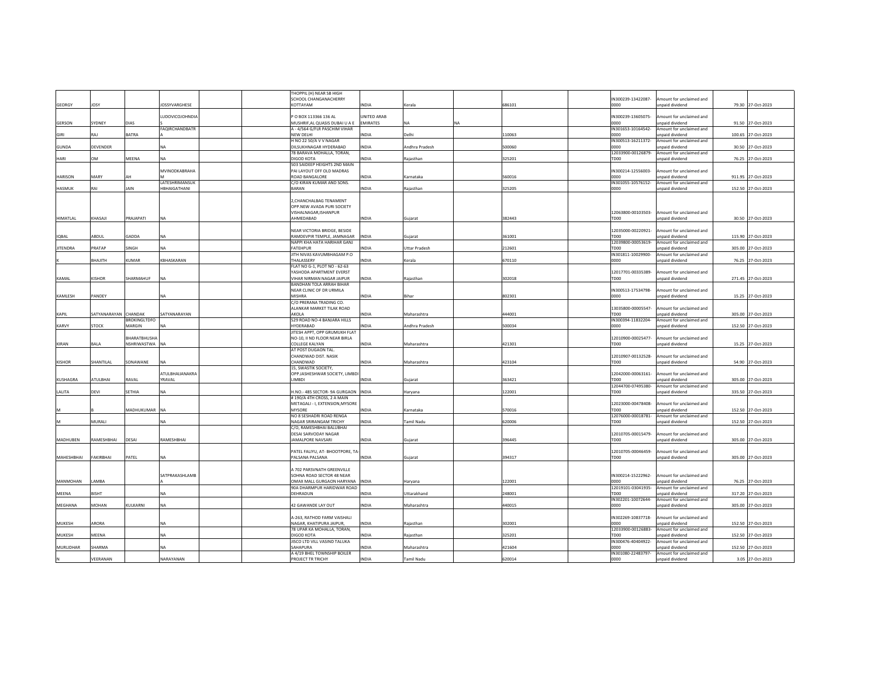| GEORGY | JOSY | | JOSSYVARGHESE | | | THOPPIL (H) NEAR SB HIGH SCHOOL CHANGANACHERRY KOTTAYAM | INDIA | Kerala | | 686101 | | IN300239-13422087-0000 | Amount for unclaimed and unpaid dividend | 79.30 | 27-Oct-2023 |
|---|---|---|---|---|---|---|---|---|---|---|---|---|---|---|---|
| GERSON | SYDNEY | DIAS | LUDOVICOJOHNDIAS | | | P O BOX 113366 136 AL MUSHRIF,AL QUASIS DUBAI U A E | UNITED ARAB EMIRATES | NA | NA | | | IN300239-13605075-0000 | Amount for unclaimed and unpaid dividend | 91.50 | 27-Oct-2023 |
| GIRI | RAJ | BATRA | FAQIRCHANDBATRA | | | A - 4/564 G/FLR PASCHIM VIHAR NEW DELHI | INDIA | Delhi | | 110063 | | IN301653-10164542-0000 | Amount for unclaimed and unpaid dividend | 100.65 | 27-Oct-2023 |
| GUNDA | DEVENDER | | NA | | | H NO 22 50/A V V NAGAR DILSUKHNAGAR HYDERABAD | INDIA | Andhra Pradesh | | 500060 | | IN300513-16211372-0000 | Amount for unclaimed and unpaid dividend | 30.50 | 27-Oct-2023 |
| HARI | OM | MEENA | NA | | | 78 BARAVA MOHALLA, TORAN, DIGOD KOTA | INDIA | Rajasthan | | 325201 | | 12033900-00126879-TD00 | Amount for unclaimed and unpaid dividend | 76.25 | 27-Oct-2023 |
| HARISON | MARY | AH | MVINODKABRAHAM | | | 503 SAIDEEP HEIGHTS 2ND MAIN PAI LAYOUT OFF OLD MADRAS ROAD BANGALORE | INDIA | Karnataka | | 560016 | | IN300214-12556003-0000 | Amount for unclaimed and unpaid dividend | 911.95 | 27-Oct-2023 |
| HASMUK | RAI | JAIN | LATESHRIMANSUKHBHAIGATHANI | | | C/O KIRAN KUMAR AND SONS. BARAN | INDIA | Rajasthan | | 325205 | | IN301055-10576152-0000 | Amount for unclaimed and unpaid dividend | 152.50 | 27-Oct-2023 |
| HIMATLAL | KHASAJI | PRAJAPATI | NA | | | 2,CHANCHALBAG TENAMENT OPP.NEW AVADA PURI SOCIETY VISHALNAGAR,ISHANPUR AHMEDABAD | INDIA | Gujarat | | 382443 | | 12063800-00103503-TD00 | Amount for unclaimed and unpaid dividend | 30.50 | 27-Oct-2023 |
| IQBAL | ABDUL | GADDA | NA | | | NEAR VICTORIA BRIDGE, BESIDE RAMDEVPIR TEMPLE, JAMNAGAR | INDIA | Gujarat | | 361001 | | 12035000-00220921-TD00 | Amount for unclaimed and unpaid dividend | 115.90 | 27-Oct-2023 |
| JITENDRA | PRATAP | SINGH | NA | | | NAPPI KHA HATA HARIHAR GANJ FATEHPUR | INDIA | Uttar Pradesh | | 212601 | | 12039800-00053619-TD00 | Amount for unclaimed and unpaid dividend | 305.00 | 27-Oct-2023 |
| K | BHAJITH | KUMAR | KBHASKARAN | | | JITH NIVAS KAVUMBHAGAM P.O THALASSERY | INDIA | Kerala | | 670110 | | IN301811-10029900-0000 | Amount for unclaimed and unpaid dividend | 76.25 | 27-Oct-2023 |
| KAMAL | KISHOR | SHARMAHUF | NA | | | FLAT NO G-1, PLOT NO - 62-63 YASHODA APARTMENT EVERST VIHAR NIRMAN NAGAR JAIPUR | INDIA | Rajasthan | | 302018 | | 12017701-00335389-TD00 | Amount for unclaimed and unpaid dividend | 271.45 | 27-Oct-2023 |
| KAMLESH | PANDEY | | NA | | | BANDHAN TOLA ARRAH BIHAR NEAR CLINIC OF DR URMILA MISHRA | INDIA | Bihar | | 802301 | | IN300513-17534798-0000 | Amount for unclaimed and unpaid dividend | 15.25 | 27-Oct-2023 |
| KAPIL | SATYANARAYAN | CHANDAK | SATYANARAYAN | | | C/O PRERANA TRADING CO. ALANKAR MARKET TILAK ROAD AKOLA | INDIA | Maharashtra | | 444001 | | 13035800-00005547-TD00 | Amount for unclaimed and unpaid dividend | 305.00 | 27-Oct-2023 |
| KARVY | STOCK | BROKINGLTDFOMARGIN | NA | | | 529 ROAD NO-4 BANJARA HILLS HYDERABAD | INDIA | Andhra Pradesh | | 500034 | | IN300394-11832204-0000 | Amount for unclaimed and unpaid dividend | 152.50 | 27-Oct-2023 |
| KIRAN | BALA | BHARATBHUSHANSHRIWASTWA | NA | | | JITESH APPT, OPP GRUMUKH FLAT NO-10, II ND FLOOR NEAR BIRLA COLLEGE KALYAN | INDIA | Maharashtra | | 421301 | | 12010900-00025477-TD00 | Amount for unclaimed and unpaid dividend | 15.25 | 27-Oct-2023 |
| KISHOR | SHANTILAL | SONAWANE | NA | | | AT POST DUGAON TAL. CHANDWAD DIST. NASIK CHANDWAD | INDIA | Maharashtra | | 423104 | | 12010907-00132528-TD00 | Amount for unclaimed and unpaid dividend | 54.90 | 27-Oct-2023 |
| KUSHAGRA | ATULBHAI | RAVAL | ATULBHAIJANAKRAYRAVAL | | | 15, SWASTIK SOCIETY, OPP.JASHESHWAR SOCIETY, LIMBDI LIMBDI | INDIA | Gujarat | | 363421 | | 12042000-00063161-TD00 | Amount for unclaimed and unpaid dividend | 305.00 | 27-Oct-2023 |
| LALITA | DEVI | SETHIA | NA | | | H.NO.- 485 SECTOR- 9A GURGAON | INDIA | Haryana | | 122001 | | 12044700-07495380-TD00 | Amount for unclaimed and unpaid dividend | 335.50 | 27-Oct-2023 |
| M | B | MADHUKUMAR | NA | | | # 190/A 4TH CROSS, 2 A MAIN METAGALI - I, EXTENSION,MYSORE MYSORE | INDIA | Karnataka | | 570016 | | 12023000-00478408-TD00 | Amount for unclaimed and unpaid dividend | 152.50 | 27-Oct-2023 |
| M | MURALI | | NA | | | NO 8 SESHADRI ROAD RENGA NAGAR SRIRANGAM TRICHY | INDIA | Tamil Nadu | | 620006 | | 12076000-00018781-TD00 | Amount for unclaimed and unpaid dividend | 152.50 | 27-Oct-2023 |
| MADHUBEN | RAMESHBHAI | DESAI | RAMESHBHAI | | | C/O, RAMESHBHAI BALUBHAI DESAI SARVODAY NAGAR JAMALPORE NAVSARI | INDIA | Gujarat | | 396445 | | 12010705-00015479-TD00 | Amount for unclaimed and unpaid dividend | 305.00 | 27-Oct-2023 |
| MAHESHBHAI | FAKIRBHAI | PATEL | NA | | | PATEL FALIYU, AT- BHOOTPORE, TA-PALSANA PALSANA | INDIA | Gujarat | | 394317 | | 12010705-00046459-TD00 | Amount for unclaimed and unpaid dividend | 305.00 | 27-Oct-2023 |
| MANMOHAN | LAMBA | | SATPRAKASHLAMBA | | | A 702 PARSVNATH GREENVILLE SOHNA ROAD SECTOR 48 NEAR OMAX MALL GURGAON HARYANA | INDIA | Haryana | | 122001 | | IN300214-15222962-0000 | Amount for unclaimed and unpaid dividend | 76.25 | 27-Oct-2023 |
| MEENA | BISHT | | NA | | | 90A DHARMPUR HARIDWAR ROAD DEHRADUN | INDIA | Uttarakhand | | 248001 | | 12019101-03041935-TD00 | Amount for unclaimed and unpaid dividend | 317.20 | 27-Oct-2023 |
| MEGHANA | MOHAN | KULKARNI | NA | | | 42 GAWANDE LAY OUT | INDIA | Maharashtra | | 440015 | | IN302201-10072644-0000 | Amount for unclaimed and unpaid dividend | 305.00 | 27-Oct-2023 |
| MUKESH | ARORA | | NA | | | A-263, RATHOD FARM VAISHALI NAGAR, KHATIPURA JAIPUR. | INDIA | Rajasthan | | 302001 | | IN302269-10837718-0000 | Amount for unclaimed and unpaid dividend | 152.50 | 27-Oct-2023 |
| MUKESH | MEENA | | NA | | | 78 UPAR KA MOHALLA, TORAN, DIGOD KOTA | INDIA | Rajasthan | | 325201 | | 12033900-00126883-TD00 | Amount for unclaimed and unpaid dividend | 152.50 | 27-Oct-2023 |
| MURLIDHAR | SHARMA | | NA | | | JISCO LTD VILL VASIND TALUKA SAHAPURA | INDIA | Maharashtra | | 421604 | | IN300476-40404922-0000 | Amount for unclaimed and unpaid dividend | 152.50 | 27-Oct-2023 |
| N | VEERANAN | | NARAYANAN | | | A 4/19 BHEL TOWNSHIP BOILER PROJECT TR TRICHY | INDIA | Tamil Nadu | | 620014 | | IN301080-22483797-0000 | Amount for unclaimed and unpaid dividend | 3.05 | 27-Oct-2023 |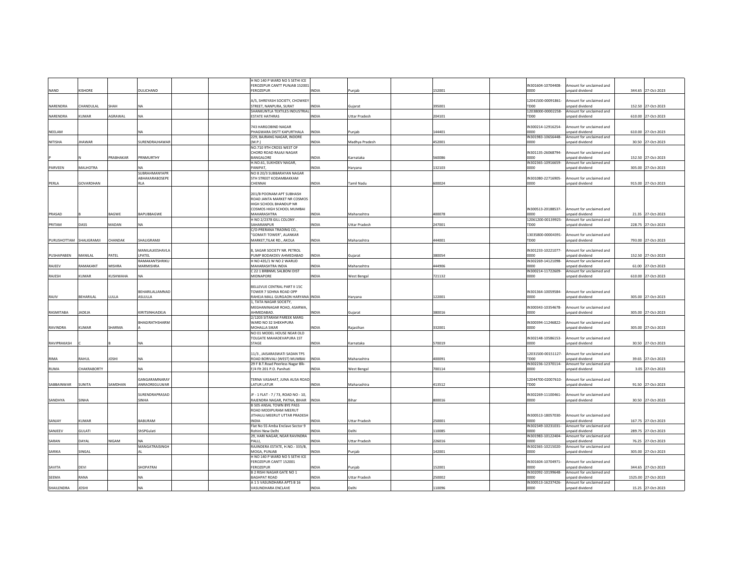| | | | | | | | | | | | | | | |
|---|---|---|---|---|---|---|---|---|---|---|---|---|---|---|
| NAND | KISHORE | | DULICHAND | | | H NO 140 P WARD NO 5 SETHI ICE FEROZEPUR CANTT PUNJAB 152001 FEROZEPUR | INDIA | Punjab | | 152001 | | IN301604-10704408-0000 | Amount for unclaimed and unpaid dividend | 344.65 | 27-Oct-2023 |
| NARENDRA | CHANDULAL | SHAH | NA | | | A/5, SHREYASH SOCIETY, CHOWKEY STREET, NANPURA, SURAT | INDIA | Gujarat | | 395001 | | 12041500-00091861-TD00 | Amount for unclaimed and unpaid dividend | 152.50 | 27-Oct-2023 |
| NARENDRA | KUMAR | AGRAWAL | NA | | | SHANKUNTLA TEXTILES INDUSTRIAL ESTATE HATHRAS | INDIA | Uttar Pradesh | | 204101 | | 12038000-00002258-TD00 | Amount for unclaimed and unpaid dividend | 610.00 | 27-Oct-2023 |
| NEELAM | | | NA | | | 743 HARGOBIND NAGAR PHAGWARA DISTT KAPURTHALA | INDIA | Punjab | | 144401 | | IN300214-12916254-0000 | Amount for unclaimed and unpaid dividend | 610.00 | 27-Oct-2023 |
| NITISHA | JHAWAR | | SURENDRAJHAWAR | | | 229, BAJRANG NAGAR, INDORE (M.P.) | INDIA | Madhya Pradesh | | 452001 | | IN301983-10656448-0000 | Amount for unclaimed and unpaid dividend | 30.50 | 27-Oct-2023 |
| P | N | PRABHAKAR | PRNMURTHY | | | NO.710 9TH CROSS WEST OF CHORD ROAD RAJAJI NAGAR BANGALORE | INDIA | Karnataka | | 560086 | | IN301135-26068794-0000 | Amount for unclaimed and unpaid dividend | 152.50 | 27-Oct-2023 |
| PARVEEN | MALHOTRA | | NA | | | H.NO.61, SUKHDEV NAGAR, PANIPAT, | INDIA | Haryana | | 132103 | | IN302365-10916659-0000 | Amount for unclaimed and unpaid dividend | 305.00 | 27-Oct-2023 |
| PERLA | GOVARDHAN | | SUBRAHMANYAPR ABHAKARABOSEPE RLA | | | NO 8 20/3 SUBBARAYAN NAGAR 5TH STREET KODAMBAKKAM CHENNAI | INDIA | Tamil Nadu | | 600024 | | IN301080-22716905-0000 | Amount for unclaimed and unpaid dividend | 915.00 | 27-Oct-2023 |
| PRASAD | B | BAGWE | BAPUBBAGWE | | | 201/B POONAM APT SUBHASH ROAD JANTA MARKET NR COSMOS HIGH SCHOOL BHANDUP NR COSMOS HIGH SCHOOL MUMBAI MAHARASHTRA | INDIA | Maharashtra | | 400078 | | IN300513-20188537-0000 | Amount for unclaimed and unpaid dividend | 21.35 | 27-Oct-2023 |
| PRITAM | DASS | MADAN | NA | | | H NO 2/2378 GILL COLONY . SAHARANPUR | INDIA | Uttar Pradesh | | 247001 | | 12061200-00139925-TD00 | Amount for unclaimed and unpaid dividend | 228.75 | 27-Oct-2023 |
| PURUSHOTTAM | SHALIGRAMJI | CHANDAK | SHALIGRAMJI | | | C/O-PRERANA TRADING CO., "GOMATI TOWER", ALANKAR MARKET,TILAK RD., AKOLA | INDIA | Maharashtra | | 444001 | | 13035800-00004391-TD00 | Amount for unclaimed and unpaid dividend | 793.00 | 27-Oct-2023 |
| PUSHAPABEN | MANILAL | PATEL | MANILALKESHAVLA LPATEL | | | 8, SAGAR SOCIETY NR. PETROL PUMP BODAKDEV AHMEDABAD | INDIA | Gujarat | | 380054 | | IN301233-10221077-0000 | Amount for unclaimed and unpaid dividend | 152.50 | 27-Oct-2023 |
| RAJEEV | RAMAKANT | MISHRA | RAMAKANTSHRIKU MARMISHRA | | | H NO 435/1 W NO 2 WARUD MAHARASHTRA INDIA | INDIA | Maharashtra | | 444906 | | IN302269-14121098-0000 | Amount for unclaimed and unpaid dividend | 61.00 | 27-Oct-2023 |
| RAJESH | KUMAR | KUSHWAHA | NA | | | C 22 1 BRBNML SALBONI DIST MIDNAPORE | INDIA | West Bengal | | 721132 | | IN300214-11722609-0000 | Amount for unclaimed and unpaid dividend | 610.00 | 27-Oct-2023 |
| RAJIV | BEHARILAL | LULLA | BEHARILALJAMNAD ASLULLA | | | BELLEVUE CENTRAL PART II 15C TOWER 7 SOHNA ROAD OPP RAHEJA MALL GURGAON HARYANA | INDIA | Haryana | | 122001 | | IN301364-10059584-0000 | Amount for unclaimed and unpaid dividend | 305.00 | 27-Oct-2023 |
| RASMITABA | JADEJA | | KIRITSINHJADEJA | | | 1, TATA NAGAR SOCIETY, MEGHANINAGAR ROAD, ASARWA, AHMEDABAD. | INDIA | Gujarat | | 380016 | | IN300343-10354678-0000 | Amount for unclaimed and unpaid dividend | 305.00 | 27-Oct-2023 |
| RAVINDRA | KUMAR | SHARMA | BHAGIRATHSHARM A | | | 2/1203 SITARAM PAREEK MARG WARD NO 32 SHEKHPURA MOHALLA SIKAR | INDIA | Rajasthan | | 332001 | | IN300394-11246822-0000 | Amount for unclaimed and unpaid dividend | 305.00 | 27-Oct-2023 |
| RAVIPRAKASH | C | B | NA | | | NO 01 MODEL HOUSE NEAR OLD TOLGATE MAHADEVAPURA 1ST STAGE | INDIA | Karnataka | | 570019 | | IN302148-10586153-0000 | Amount for unclaimed and unpaid dividend | 30.50 | 27-Oct-2023 |
| RIMA | RAHUL | JOSHI | NA | | | 11/3 , JAISARASWATI SADAN TPS ROAD BORIVALI (WEST) MUMBAI | INDIA | Maharashtra | | 400091 | | 12031500-00151127-TD00 | Amount for unclaimed and unpaid dividend | 39.65 | 27-Oct-2023 |
| RUMA | CHAKRABORTY | | NA | | | 29 F B.T.Road Peerless Nagar Blk-F/4 Flt 201 P.O. Panihati | INDIA | West Bengal | | 700114 | | IN302236-12370114-0000 | Amount for unclaimed and unpaid dividend | 3.05 | 27-Oct-2023 |
| SABBAINWAR | SUNITA | SAMDHAN | GANGARAMNARAY ANRAOREGULWAR | | | TERNA VASAHAT, JUNA AUSA ROAD LATUR LATUR | INDIA | Maharashtra | | 413512 | | 12044700-02007610-TD00 | Amount for unclaimed and unpaid dividend | 91.50 | 27-Oct-2023 |
| SANDHYA | SINHA | | SURENDRAPRASAD SINHA | | | JF - 1 FLAT - 7 / 73, ROAD NO - 10, RAJENDRA NAGAR, PATNA, BIHAR | INDIA | Bihar | | 800016 | | IN302269-11100461-0000 | Amount for unclaimed and unpaid dividend | 30.50 | 27-Oct-2023 |
| SANJAY | KUMAR | | BABURAM | | | B 505 ANSAL TOWN BYE PASS ROAD MODIPURAM MEERUT JITHAULI MEERUT UTTAR PRADESH INDIA | INDIA | Uttar Pradesh | | 250001 | | IN300513-18057030-0000 | Amount for unclaimed and unpaid dividend | 167.75 | 27-Oct-2023 |
| SANJEEV | GULATI | | ShSPGulati | | | Flat No 55 Amba Enclave Sector 9 Rohini New Delhi | INDIA | Delhi | | 110085 | | IN302349-10231031-0000 | Amount for unclaimed and unpaid dividend | 289.75 | 27-Oct-2023 |
| SARAN | DAYAL | NIGAM | NA | | | 29, HARI NAGAR, NEAR RAVINDRA PALLI, | INDIA | Uttar Pradesh | | 226016 | | IN301983-10122404-0000 | Amount for unclaimed and unpaid dividend | 76.25 | 27-Oct-2023 |
| SARIKA | SINGAL | | MANGATRAISINGH AL | | | RAJINDERA ESTATE, H.NO.- 335/B, MOGA, PUNJAB | INDIA | Punjab | | 142001 | | IN302365-10215020-0000 | Amount for unclaimed and unpaid dividend | 305.00 | 27-Oct-2023 |
| SAVITA | DEVI | | SHOPATRAI | | | H NO 140 P WARD NO 5 SETHI ICE FEROZEPUR CANTT 152001 FEROZEPUR | INDIA | Punjab | | 152001 | | IN301604-10704971-0000 | Amount for unclaimed and unpaid dividend | 344.65 | 27-Oct-2023 |
| SEEMA | RANA | | NA | | | B 2 RISHI NAGAR GATE NO 1 BAGHPAT ROAD | INDIA | Uttar Pradesh | | 250002 | | IN302092-10199648-0000 | Amount for unclaimed and unpaid dividend | 1525.00 | 27-Oct-2023 |
| SHAILENDRA | JOSHI | | NA | | | A 1 5 VASUNDHARA APTS B 16 VASUNDHARA ENCLAVE | INDIA | Delhi | | 110096 | | IN300513-16237426-0000 | Amount for unclaimed and unpaid dividend | 15.25 | 27-Oct-2023 |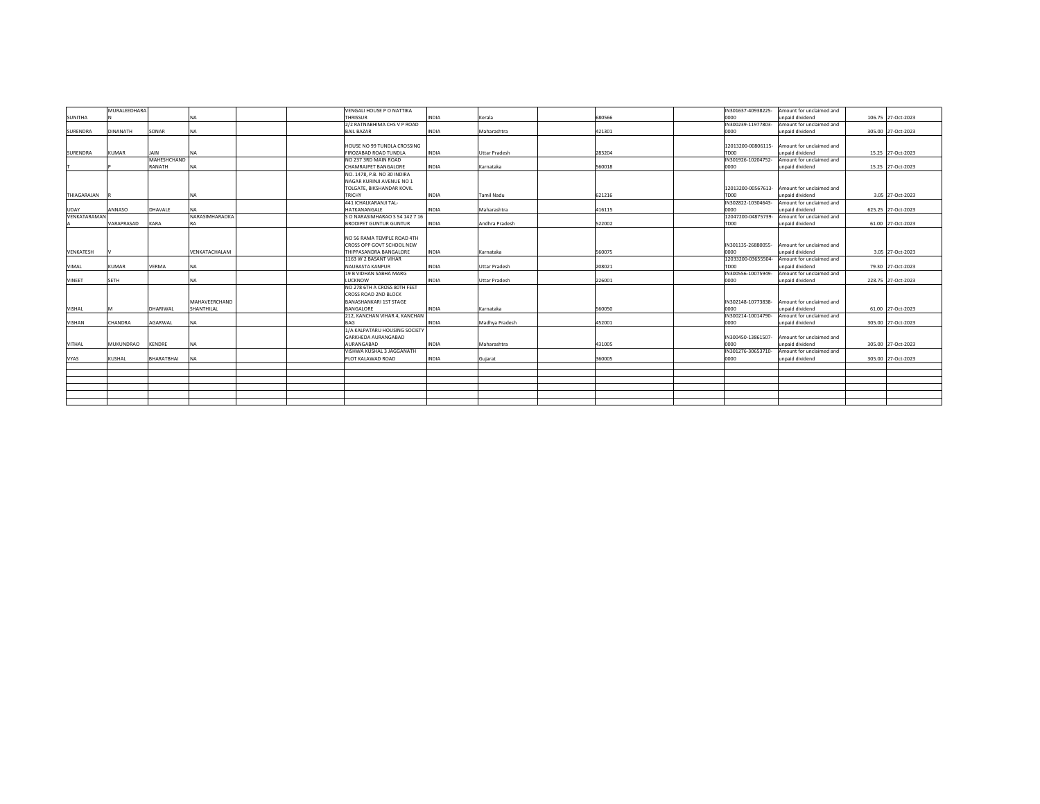| | | | | | | | | | | | | | | | | |
|---|---|---|---|---|---|---|---|---|---|---|---|---|---|---|---|---|
| SUNITHA | MURALEEDHARAN | | NA | | | VENGALI HOUSE P O NATTIKA THRISSUR | INDIA | Kerala | | 680566 | | IN301637-40938225-0000 | Amount for unclaimed and unpaid dividend | | 106.75 | 27-Oct-2023 |
| SURENDRA | DINANATH | SONAR | NA | | | 2/2 RATNABHIMA CHS V P ROAD BAIL BAZAR | INDIA | Maharashtra | | 421301 | | IN300239-11977803-0000 | Amount for unclaimed and unpaid dividend | | 305.00 | 27-Oct-2023 |
| SURENDRA | KUMAR | JAIN | NA | | | HOUSE NO 99 TUNDLA CROSSING FIROZABAD ROAD TUNDLA | INDIA | Uttar Pradesh | | 283204 | | 12013200-00806115-TD00 | Amount for unclaimed and unpaid dividend | | 15.25 | 27-Oct-2023 |
| T | P | MAHESHCHAND RANATH | NA | | | NO 237 3RD MAIN ROAD CHAMRAJPET BANGALORE | INDIA | Karnataka | | 560018 | | IN301926-10204752-0000 | Amount for unclaimed and unpaid dividend | | 15.25 | 27-Oct-2023 |
| THIAGARAJAN | R | | NA | | | NO. 1478, P.B. NO 30 INDIRA NAGAR KURINJI AVENUE NO 1 TOLGATE, BIKSHANDAR KOVIL TRICHY | INDIA | Tamil Nadu | | 621216 | | 12013200-00567613-TD00 | Amount for unclaimed and unpaid dividend | | 3.05 | 27-Oct-2023 |
| UDAY | ANNASO | DHAVALE | NA | | | 441 ICHALKARANJI TAL-HATKANANGALE | INDIA | Maharashtra | | 416115 | | IN302822-10304643-0000 | Amount for unclaimed and unpaid dividend | | 625.25 | 27-Oct-2023 |
| VENKATARAMANA | VARAPRASAD | KARA | NARASIMHARAOKARA | | | S O NARASIMHARAO S 54 142 7 16 BRODIPET GUNTUR GUNTUR | INDIA | Andhra Pradesh | | 522002 | | 12047200-04875739-TD00 | Amount for unclaimed and unpaid dividend | | 61.00 | 27-Oct-2023 |
| VENKATESH | V | | VENKATACHALAM | | | NO 56 RAMA TEMPLE ROAD 4TH CROSS OPP GOVT SCHOOL NEW THIPPASANDRA BANGALORE | INDIA | Karnataka | | 560075 | | IN301135-26880055-0000 | Amount for unclaimed and unpaid dividend | | 3.05 | 27-Oct-2023 |
| VIMAL | KUMAR | VERMA | NA | | | 1163 W 2 BASANT VIHAR NAUBASTA KANPUR | INDIA | Uttar Pradesh | | 208021 | | 12033200-03655504-TD00 | Amount for unclaimed and unpaid dividend | | 79.30 | 27-Oct-2023 |
| VINEET | SETH | | NA | | | 19 B VIDHAN SABHA MARG LUCKNOW | INDIA | Uttar Pradesh | | 226001 | | IN300556-10075949-0000 | Amount for unclaimed and unpaid dividend | | 228.75 | 27-Oct-2023 |
| VISHAL | M | DHARIWAL | MAHAVEERCHAND SHANTHILAL | | | NO 278 6TH A CROSS 80TH FEET CROSS ROAD 2ND BLOCK BANASHANKARI 1ST STAGE BANGALORE | INDIA | Karnataka | | 560050 | | IN302148-10773838-0000 | Amount for unclaimed and unpaid dividend | | 61.00 | 27-Oct-2023 |
| VISHAN | CHANDRA | AGARWAL | NA | | | 212, KANCHAN VIHAR 4, KANCHAN BAG | INDIA | Madhya Pradesh | | 452001 | | IN300214-10014790-0000 | Amount for unclaimed and unpaid dividend | | 305.00 | 27-Oct-2023 |
| VITHAL | MUKUNDRAO | KENDRE | NA | | | 1/A KALPATARU HOUSING SOCIETY GARKHEDA AURANGABAD AURANGABAD | INDIA | Maharashtra | | 431005 | | IN300450-13861507-0000 | Amount for unclaimed and unpaid dividend | | 305.00 | 27-Oct-2023 |
| VYAS | KUSHAL | BHARATBHAI | NA | | | VISHWA KUSHAL 3 JAGGANATH PLOT KALAWAD ROAD | INDIA | Gujarat | | 360005 | | IN301276-30653710-0000 | Amount for unclaimed and unpaid dividend | | 305.00 | 27-Oct-2023 |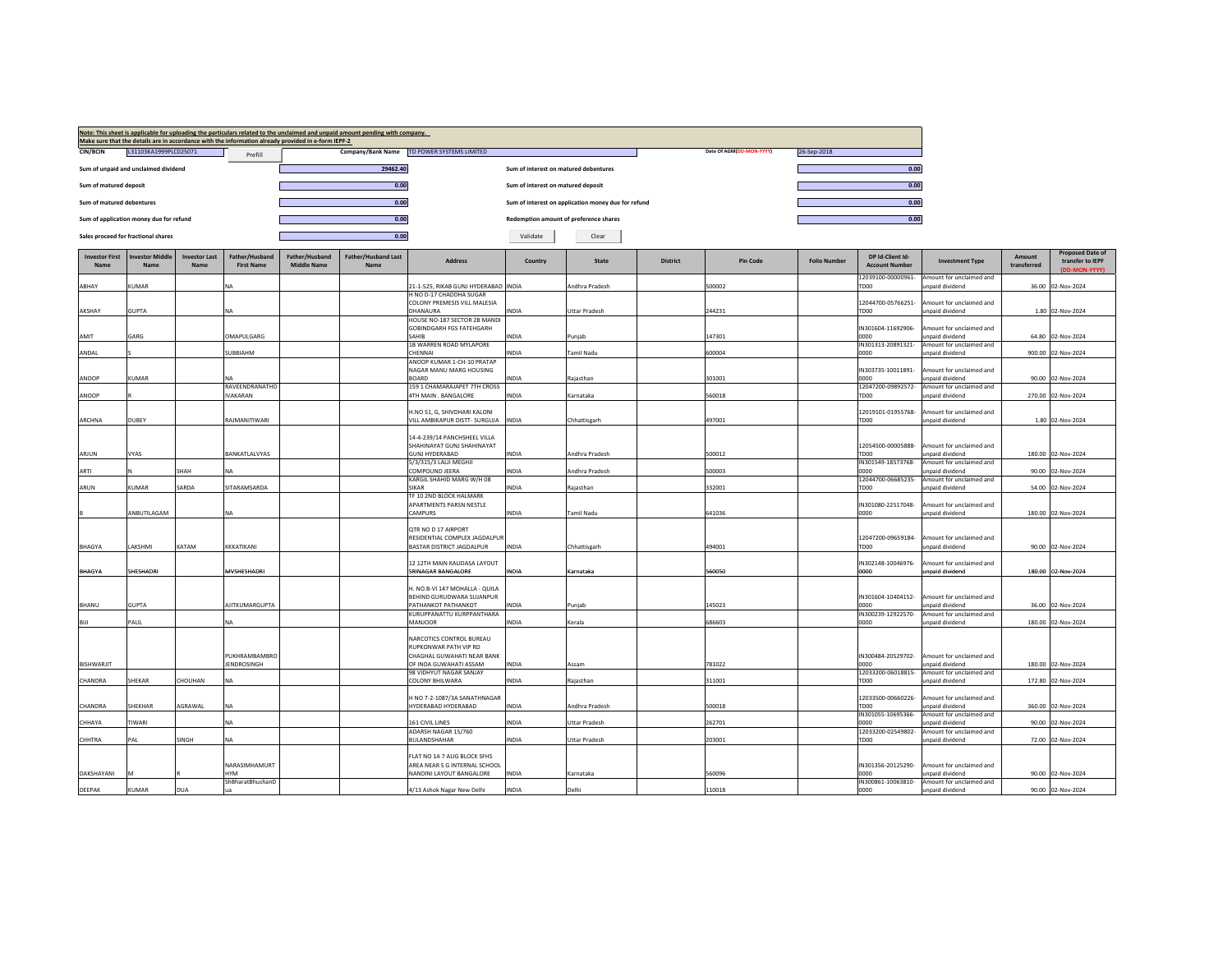**Note: This sheet is applicable for uploading the particulars related to the unclaimed and unpaid amount pending with company.**
**Make sure that the details are in accordance with the information already provided in e-form IEPF-2**

| | | | | | |
|---|---|---|---|---|---|
| **CIN/BCIN** | L31103KA1999PLC025071 | Prefill | **Company/Bank Name** | TD POWER SYSTEMS LIMITED | |
| | | | **Date Of AGM(DD-MON-YYYY)** | 26-Sep-2018 | |
| **Sum of unpaid and unclaimed dividend** | 29462.40 | | **Sum of interest on matured debentures** | 0.00 | |
| **Sum of matured deposit** | 0.00 | | **Sum of interest on matured deposit** | 0.00 | |
| **Sum of matured debentures** | 0.00 | | **Sum of interest on application money due for refund** | 0.00 | |
| **Sum of application money due for refund** | 0.00 | | **Redemption amount of preference shares** | 0.00 | |
| **Sales proceed for fractional shares** | 0.00 | | Validate | Clear | |

| Investor First Name | Investor Middle Name | Investor Last Name | Father/Husband First Name | Father/Husband Middle Name | Father/Husband Last Name | Address | Country | State | District | Pin Code | Folio Number | DP Id-Client Id-Account Number | Investment Type | Amount transferred | Proposed Date of transfer to IEPF (DD-MON-YYYY) |
|---|---|---|---|---|---|---|---|---|---|---|---|---|---|---|---|
| ABHAY | KUMAR | | NA | | | 21-1-525, RIKAB GUNJ HYDERABAD | INDIA | Andhra Pradesh | | 500002 | | 12039100-00000961-TD00 | Amount for unclaimed and unpaid dividend | 36.00 | 02-Nov-2024 |
| AKSHAY | GUPTA | | NA | | | H NO D-17 CHADDHA SUGAR COLONY PREMESIS VILL MALESIA DHANAURA | INDIA | Uttar Pradesh | | 244231 | | 12044700-05766251-TD00 | Amount for unclaimed and unpaid dividend | 1.80 | 02-Nov-2024 |
| AMIT | GARG | | OMAPULGARG | | | HOUSE NO-187 SECTOR 2B MANDI GOBINDGARH FGS FATEHGARH SAHIB | INDIA | Punjab | | 147301 | | IN301604-11692906-0000 | Amount for unclaimed and unpaid dividend | 64.80 | 02-Nov-2024 |
| ANDAL | S | | SUBBIAHM | | | 1B WARREN ROAD MYLAPORE CHENNAI | INDIA | Tamil Nadu | | 600004 | | IN301313-20891321-0000 | Amount for unclaimed and unpaid dividend | 900.00 | 02-Nov-2024 |
| ANOOP | KUMAR | | NA | | | ANOOP KUMAR 1-CH-10 PRATAP NAGAR MANU MARG HOUSING BOARD | INDIA | Rajasthan | | 301001 | | IN303735-10011891-0000 | Amount for unclaimed and unpaid dividend | 90.00 | 02-Nov-2024 |
| ANOOP | R | | RAVEENDRANATHDIVAKARAN | | | 159 1 CHAMARAJAPET 7TH CROSS 4TH MAIN . BANGALORE | INDIA | Karnataka | | 560018 | | 12047200-09892572-TD00 | Amount for unclaimed and unpaid dividend | 270.00 | 02-Nov-2024 |
| ARCHNA | DUBEY | | RAJMANITIWARI | | | H.NO 51, G, SHIVDHARI KALONI VILL AMBIKAPUR DISTT- SURGUJA | INDIA | Chhattisgarh | | 497001 | | 12019101-01955768-TD00 | Amount for unclaimed and unpaid dividend | 1.80 | 02-Nov-2024 |
| ARJUN | VYAS | | BANKATLALVYAS | | | 14-4-239/14 PANCHSHEEL VILLA SHAHINAYAT GUNJ SHAHINAYAT GUNJ HYDERABAD | INDIA | Andhra Pradesh | | 500012 | | 12054500-00005888-TD00 | Amount for unclaimed and unpaid dividend | 180.00 | 02-Nov-2024 |
| ARTI | N | SHAH | NA | | | 5/3/315/3 LALJI MEGHJI COMPOUND JEERA | INDIA | Andhra Pradesh | | 500003 | | IN301549-18573768-0000 | Amount for unclaimed and unpaid dividend | 90.00 | 02-Nov-2024 |
| ARUN | KUMAR | SARDA | SITARAMSARDA | | | KARGIL SHAHID MARG W/H 08 SIKAR | INDIA | Rajasthan | | 332001 | | 12044700-06685235-TD00 | Amount for unclaimed and unpaid dividend | 54.00 | 02-Nov-2024 |
| B | ANBUTILAGAM | | NA | | | TF 10 2ND BLOCK HALMARK APARTMENTS PARSN NESTLE CAMPURS | INDIA | Tamil Nadu | | 641036 | | IN301080-22517048-0000 | Amount for unclaimed and unpaid dividend | 180.00 | 02-Nov-2024 |
| BHAGYA | LAKSHMI | KATAM | KKKATIKANI | | | QTR NO D 17 AIRPORT RESIDENTIAL COMPLEX JAGDALPUR BASTAR DISTRICT JAGDALPUR | INDIA | Chhattisgarh | | 494001 | | 12047200-09659184-TD00 | Amount for unclaimed and unpaid dividend | 90.00 | 02-Nov-2024 |
| BHAGYA | SHESHADRI | | MVSHESHADRI | | | 12 12TH MAIN KALIDASA LAYOUT SRINAGAR BANGALORE | INDIA | Karnataka | | 560050 | | IN302148-10046976-0000 | Amount for unclaimed and unpaid dividend | 180.00 | 02-Nov-2024 |
| BHANU | GUPTA | | AJITKUMARGUPTA | | | H. NO.B-VI 147 MOHALLA - QUILA BEHIND GURUDWARA SUJANPUR PATHANKOT PATHANKOT | INDIA | Punjab | | 145023 | | IN301604-10404152-0000 | Amount for unclaimed and unpaid dividend | 36.00 | 02-Nov-2024 |
| BIJI | PAUL | | NA | | | KURUPPANATTU KURPPANTHARA MANJOOR | INDIA | Kerala | | 686603 | | IN300239-12922570-0000 | Amount for unclaimed and unpaid dividend | 180.00 | 02-Nov-2024 |
| BISHWARJIT | | | PUKHRAMBAMBROJENDROSINGH | | | NARCOTICS CONTROL BUREAU RUPKONWAR PATH VIP RD CHAGHAL GUWAHATI NEAR BANK OF INDIA GUWAHATI ASSAM | INDIA | Assam | | 781022 | | IN300484-20529702-0000 | Amount for unclaimed and unpaid dividend | 180.00 | 02-Nov-2024 |
| CHANDRA | SHEKAR | CHOUHAN | NA | | | 98 VIDHYUT NAGAR SANJAY COLONY BHILWARA | INDIA | Rajasthan | | 311001 | | 12033200-06018815-TD00 | Amount for unclaimed and unpaid dividend | 172.80 | 02-Nov-2024 |
| CHANDRA | SHEKHAR | AGRAWAL | NA | | | H NO 7-2-1087/3A SANATHNAGAR HYDERABAD HYDERABAD | INDIA | Andhra Pradesh | | 500018 | | 12033500-00660226-TD00 | Amount for unclaimed and unpaid dividend | 360.00 | 02-Nov-2024 |
| CHHAYA | TIWARI | | NA | | | 161 CIVIL LINES | INDIA | Uttar Pradesh | | 262701 | | IN301055-10695366-0000 | Amount for unclaimed and unpaid dividend | 90.00 | 02-Nov-2024 |
| CHHTRA | PAL | SINGH | NA | | | ADARSH NAGAR 15/760 BULANDSHAHAR | INDIA | Uttar Pradesh | | 203001 | | 12033200-02549802-TD00 | Amount for unclaimed and unpaid dividend | 72.00 | 02-Nov-2024 |
| DAKSHAYANI | M | R | NARASIMHAMURTHYM | | | FLAT NO 1A 7 ALIG BLOCK SFHS AREA NEAR S G INTERNAL SCHOOL NANDINI LAYOUT BANGALORE | INDIA | Karnataka | | 560096 | | IN301356-20125290-0000 | Amount for unclaimed and unpaid dividend | 90.00 | 02-Nov-2024 |
| DEEPAK | KUMAR | DUA | ShBharatBhushanDua | | | 4/13 Ashok Nagar New Delhi | INDIA | Delhi | | 110018 | | IN300861-10063810-0000 | Amount for unclaimed and unpaid dividend | 90.00 | 02-Nov-2024 |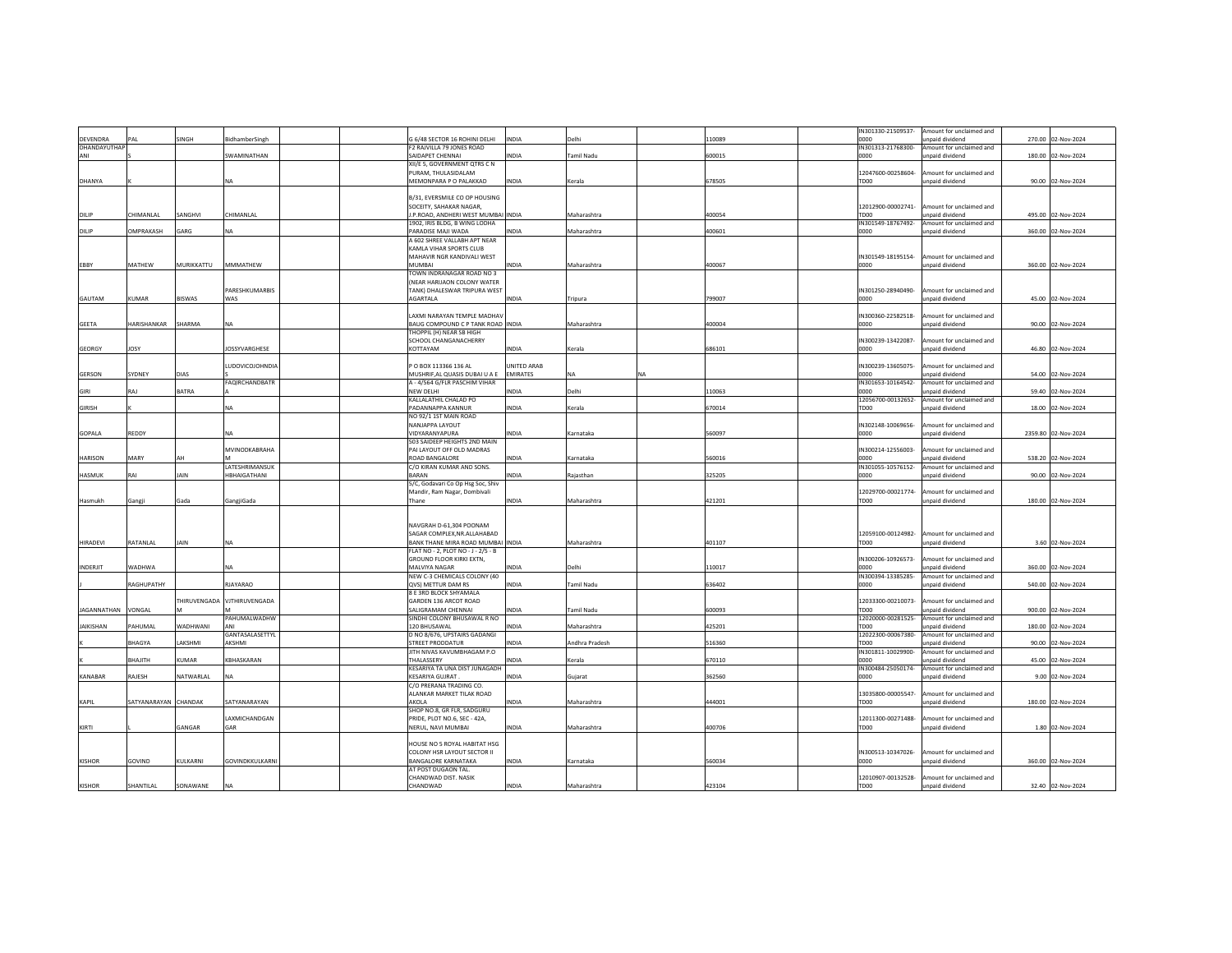| | | | | | | | | | | | | | | | |
|---|---|---|---|---|---|---|---|---|---|---|---|---|---|---|---|
| DEVENDRA | PAL | SINGH | BidhamberSingh | | | G 6/48 SECTOR 16 ROHINI DELHI | INDIA | Delhi | | 110089 | | IN301330-21509537-0000 | Amount for unclaimed and unpaid dividend | 270.00 | 02-Nov-2024 |
| DHANDAYUTHAPANI | S | | SWAMINATHAN | | | F2 RAJVILLA 79 JONES ROAD SAIDAPET CHENNAI | INDIA | Tamil Nadu | | 600015 | | IN301313-21768300-0000 | Amount for unclaimed and unpaid dividend | 180.00 | 02-Nov-2024 |
| DHANYA | K | | NA | | | XII/E 5, GOVERNMENT QTRS C N PURAM, THULASIDALAM MEMONPARA P O PALAKKAD | INDIA | Kerala | | 678505 | | 12047600-00258604-TD00 | Amount for unclaimed and unpaid dividend | 90.00 | 02-Nov-2024 |
| DILIP | CHIMANLAL | SANGHVI | CHIMANLAL | | | B/31, EVERSMILE CO OP HOUSING SOCEITY, SAHAKAR NAGAR, J.P.ROAD, ANDHERI WEST MUMBAI | INDIA | Maharashtra | | 400054 | | 12012900-00002741-TD00 | Amount for unclaimed and unpaid dividend | 495.00 | 02-Nov-2024 |
| DILIP | OMPRAKASH | GARG | NA | | | 1902, IRIS BLDG, B WING LODHA PARADISE MAJI WADA | INDIA | Maharashtra | | 400601 | | IN301549-18767492-0000 | Amount for unclaimed and unpaid dividend | 360.00 | 02-Nov-2024 |
| EBBY | MATHEW | MURIKKATTU | MMMATHEW | | | A 602 SHREE VALLABH APT NEAR KAMLA VIHAR SPORTS CLUB MAHAVIR NGR KANDIVALI WEST MUMBAI | INDIA | Maharashtra | | 400067 | | IN301549-18195154-0000 | Amount for unclaimed and unpaid dividend | 360.00 | 02-Nov-2024 |
| GAUTAM | KUMAR | BISWAS | PARESHKUMARBISWAS | | | TOWN INDRANAGAR ROAD NO 3 (NEAR HARIJAON COLONY WATER TANK) DHALESWAR TRIPURA WEST AGARTALA | INDIA | Tripura | | 799007 | | IN301250-28940490-0000 | Amount for unclaimed and unpaid dividend | 45.00 | 02-Nov-2024 |
| GEETA | HARISHANKAR | SHARMA | NA | | | LAXMI NARAYAN TEMPLE MADHAV BAUG COMPOUND C P TANK ROAD | INDIA | Maharashtra | | 400004 | | IN300360-22582518-0000 | Amount for unclaimed and unpaid dividend | 90.00 | 02-Nov-2024 |
| GEORGY | JOSY | | JOSSYVARGHESE | | | THOPPIL (H) NEAR SB HIGH SCHOOL CHANGANACHERRY KOTTAYAM | INDIA | Kerala | | 686101 | | IN300239-13422087-0000 | Amount for unclaimed and unpaid dividend | 46.80 | 02-Nov-2024 |
| GERSON | SYDNEY | DIAS | LUDOVICOJOHNDIAS | | | P O BOX 113366 136 AL MUSHRIF,AL QUASIS DUBAI U A E | UNITED ARAB EMIRATES | NA | NA | | | IN300239-13605075-0000 | Amount for unclaimed and unpaid dividend | 54.00 | 02-Nov-2024 |
| GIRI | RAJ | BATRA | FAQIRCHANDBATRA | | | A - 4/564 G/FLR PASCHIM VIHAR NEW DELHI | INDIA | Delhi | | 110063 | | IN301653-10164542-0000 | Amount for unclaimed and unpaid dividend | 59.40 | 02-Nov-2024 |
| GIRISH | K | | NA | | | KALLALATHIL CHALAD PO PADANNAPPA KANNUR | INDIA | Kerala | | 670014 | | 12056700-00132652-TD00 | Amount for unclaimed and unpaid dividend | 18.00 | 02-Nov-2024 |
| GOPALA | REDDY | | NA | | | NO 92/1 1ST MAIN ROAD NANJAPPA LAYOUT VIDYARANYAPURA | INDIA | Karnataka | | 560097 | | IN302148-10069656-0000 | Amount for unclaimed and unpaid dividend | 2359.80 | 02-Nov-2024 |
| HARISON | MARY | AH | MVINODKABRAHAM | | | 503 SAIDEEP HEIGHTS 2ND MAIN PAI LAYOUT OFF OLD MADRAS ROAD BANGALORE | INDIA | Karnataka | | 560016 | | IN300214-12556003-0000 | Amount for unclaimed and unpaid dividend | 538.20 | 02-Nov-2024 |
| HASMUK | RAI | JAIN | LATESHRIMANSUKHBHAIGATHANI | | | C/O KIRAN KUMAR AND SONS. BARAN | INDIA | Rajasthan | | 325205 | | IN301055-10576152-0000 | Amount for unclaimed and unpaid dividend | 90.00 | 02-Nov-2024 |
| Hasmukh | Gangji | Gada | GangjiGada | | | 5/C, Godavari Co Op Hsg Soc, Shiv Mandir, Ram Nagar, Dombivali Thane | INDIA | Maharashtra | | 421201 | | 12029700-00021774-TD00 | Amount for unclaimed and unpaid dividend | 180.00 | 02-Nov-2024 |
| HIRADEVI | RATANLAL | JAIN | NA | | | NAVGRAH D-61,304 POONAM SAGAR COMPLEX,NR.ALLAHABAD BANK THANE MIRA ROAD MUMBAI | INDIA | Maharashtra | | 401107 | | 12059100-00124982-TD00 | Amount for unclaimed and unpaid dividend | 3.60 | 02-Nov-2024 |
| INDERJIT | WADHWA | | NA | | | FLAT NO - 2, PLOT NO - J - 2/5 - B GROUND FLOOR KIRKI EXTN, MALVIYA NAGAR | INDIA | Delhi | | 110017 | | IN300206-10926573-0000 | Amount for unclaimed and unpaid dividend | 360.00 | 02-Nov-2024 |
| J | RAGHUPATHY | | RJAYARAO | | | NEW C-3 CHEMICALS COLONY (40 QVS) METTUR DAM RS | INDIA | Tamil Nadu | | 636402 | | IN300394-13385285-0000 | Amount for unclaimed and unpaid dividend | 540.00 | 02-Nov-2024 |
| JAGANNATHAN | VONGAL | THIRUVENGADAM | VJTHIRUVENGADAM | | | 8 E 3RD BLOCK SHYAMALA GARDEN 136 ARCOT ROAD SALIGRAMAM CHENNAI | INDIA | Tamil Nadu | | 600093 | | 12033300-00210073-TD00 | Amount for unclaimed and unpaid dividend | 900.00 | 02-Nov-2024 |
| JAIKISHAN | PAHUMAL | WADHWANI | PAHUMALWADHWANI | | | SINDHI COLONY BHUSAWAL R NO 120 BHUSAWAL | INDIA | Maharashtra | | 425201 | | 12020000-00281525-TD00 | Amount for unclaimed and unpaid dividend | 180.00 | 02-Nov-2024 |
| K | BHAGYA | LAKSHMI | GANTASALASETTYLAKSHMI | | | D NO 8/676, UPSTAIRS GADANGI STREET PRODDATUR | INDIA | Andhra Pradesh | | 516360 | | 12022300-00067380-TD00 | Amount for unclaimed and unpaid dividend | 90.00 | 02-Nov-2024 |
| K | BHAJITH | KUMAR | KBHASKARAN | | | JITH NIVAS KAVUMBHAGAM P.O THALASSERY | INDIA | Kerala | | 670110 | | IN301811-10029900-0000 | Amount for unclaimed and unpaid dividend | 45.00 | 02-Nov-2024 |
| KANABAR | RAJESH | NATWARLAL | NA | | | KESARIYA TA UNA DIST JUNAGADH KESARIYA GUJRAT | INDIA | Gujarat | | 362560 | | IN300484-25050174-0000 | Amount for unclaimed and unpaid dividend | 9.00 | 02-Nov-2024 |
| KAPIL | SATYANARAYAN | CHANDAK | SATYANARAYAN | | | C/O PRERANA TRADING CO. ALANKAR MARKET TILAK ROAD AKOLA | INDIA | Maharashtra | | 444001 | | 13035800-00005547-TD00 | Amount for unclaimed and unpaid dividend | 180.00 | 02-Nov-2024 |
| KIRTI | L | GANGAR | LAXMICHANDGANGAR | | | SHOP NO.8, GR FLR, SADGURU PRIDE, PLOT NO.6, SEC - 42A, NERUL, NAVI MUMBAI | INDIA | Maharashtra | | 400706 | | 12011300-00271488-TD00 | Amount for unclaimed and unpaid dividend | 1.80 | 02-Nov-2024 |
| KISHOR | GOVIND | KULKARNI | GOVINDKKULKARNI | | | HOUSE NO 5 ROYAL HABITAT HSG COLONY HSR LAYOUT SECTOR II BANGALORE KARNATAKA | INDIA | Karnataka | | 560034 | | IN300513-10347026-0000 | Amount for unclaimed and unpaid dividend | 360.00 | 02-Nov-2024 |
| KISHOR | SHANTILAL | SONAWANE | NA | | | AT POST DUGAON TAL. CHANDWAD DIST. NASIK CHANDWAD | INDIA | Maharashtra | | 423104 | | 12010907-00132528-TD00 | Amount for unclaimed and unpaid dividend | 32.40 | 02-Nov-2024 |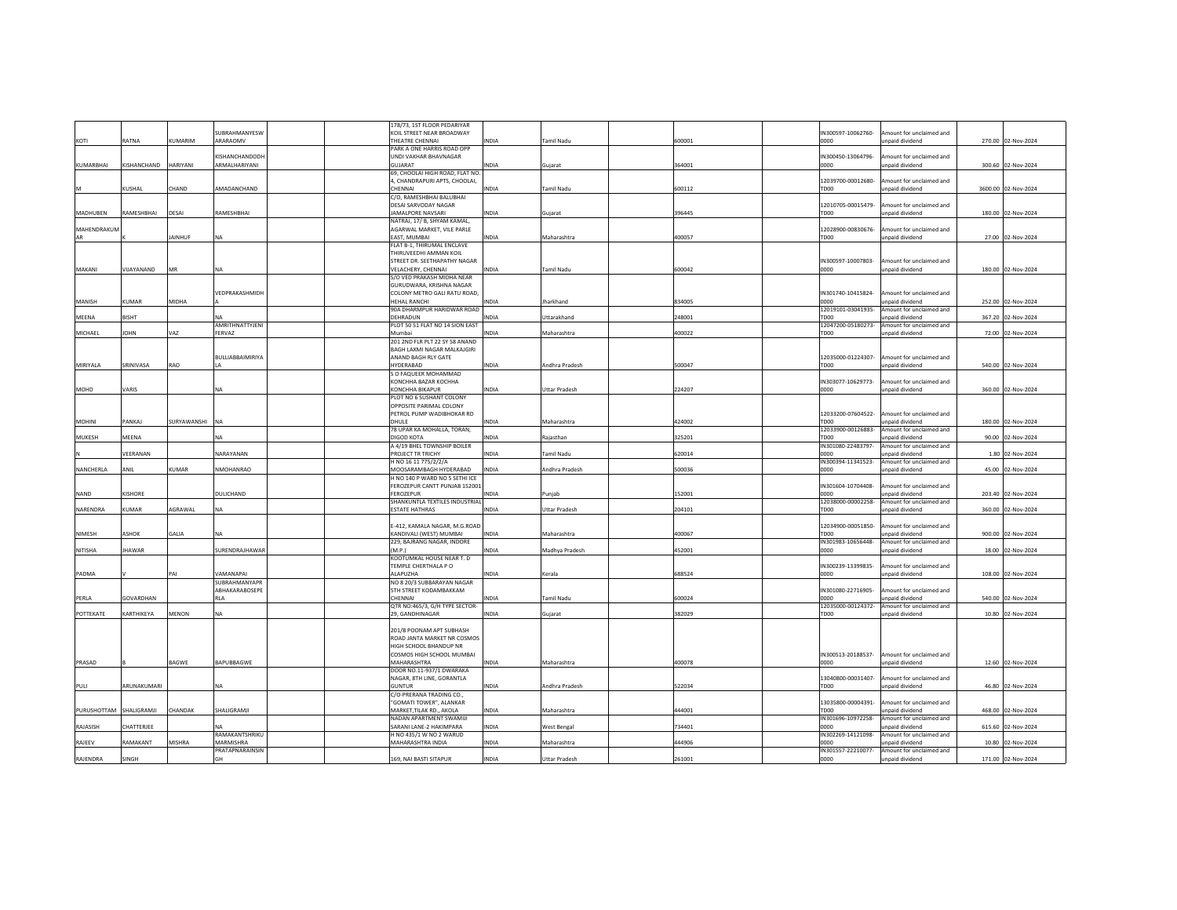| | | | | | | | | | | | | | | |
|---|---|---|---|---|---|---|---|---|---|---|---|---|---|---|
| KOTI | RATNA | KUMARIM | SUBRAHMANYESWARARAOMV | | | 178/73, 1ST FLOOR PEDARIYAR KOIL STREET NEAR BROADWAY THEATRE CHENNAI | INDIA | Tamil Nadu | | 600001 | | IN300597-10062760-0000 | Amount for unclaimed and unpaid dividend | 270.00 | 02-Nov-2024 |
| KUMARBHAI | KISHANCHAND | HARIYANI | KISHANCHANDODHARMALHARIYANI | | | PARK A ONE HARRIS ROAD OPP UNDI VAKHAR BHAVNAGAR GUJARAT | INDIA | Gujarat | | 364001 | | IN300450-13064796-0000 | Amount for unclaimed and unpaid dividend | 300.60 | 02-Nov-2024 |
| M | KUSHAL | CHAND | AMADANCHAND | | | 69, CHOOLAI HIGH ROAD, FLAT NO. 4, CHANDRAPURI APTS, CHOOLAI, CHENNAI | INDIA | Tamil Nadu | | 600112 | | 12039700-00012680-TD00 | Amount for unclaimed and unpaid dividend | 3600.00 | 02-Nov-2024 |
| MADHUBEN | RAMESHBHAI | DESAI | RAMESHBHAI | | | C/O, RAMESHBHAI BALUBHAI DESAI SARVODAY NAGAR JAMALPORE NAVSARI | INDIA | Gujarat | | 396445 | | 12010705-00015479-TD00 | Amount for unclaimed and unpaid dividend | 180.00 | 02-Nov-2024 |
| MAHENDRAKUMAR | K | JAINHUF | NA | | | NATRAJ, 17/ B, SHYAM KAMAL, AGARWAL MARKET, VILE PARLE EAST, MUMBAI | INDIA | Maharashtra | | 400057 | | 12028900-00830676-TD00 | Amount for unclaimed and unpaid dividend | 27.00 | 02-Nov-2024 |
| MAKANI | VIJAYANAND | MR | NA | | | FLAT B-1, THIRUMAL ENCLAVE THIRUVEEDHI AMMAN KOIL STREET DR. SEETHAPATHY NAGAR VELACHERY, CHENNAI | INDIA | Tamil Nadu | | 600042 | | IN300597-10007803-0000 | Amount for unclaimed and unpaid dividend | 180.00 | 02-Nov-2024 |
| MANISH | KUMAR | MIDHA | VEDPRAKASHMIDHA | | | S/O VED PRAKASH MIDHA NEAR GURUDWARA, KRISHNA NAGAR COLONY METRO GALI RATU ROAD, HEHAL RANCHI | INDIA | Jharkhand | | 834005 | | IN301740-10415824-0000 | Amount for unclaimed and unpaid dividend | 252.00 | 02-Nov-2024 |
| MEENA | BISHT | | NA | | | 90A DHARMPUR HARIDWAR ROAD DEHRADUN | INDIA | Uttarakhand | | 248001 | | 12019101-03041935-TD00 | Amount for unclaimed and unpaid dividend | 367.20 | 02-Nov-2024 |
| MICHAEL | JOHN | VAZ | AMRITHNATTYJENIFERVAZ | | | PLOT 50 51 FLAT NO 14 SION EAST Mumbai | INDIA | Maharashtra | | 400022 | | 12047200-05180273-TD00 | Amount for unclaimed and unpaid dividend | 72.00 | 02-Nov-2024 |
| MIRIYALA | SRINIVASA | RAO | BULLIABBAIMIRIYALA | | | 201 2ND FLR PLT 22 SY 58 ANAND BAGH LAXMI NAGAR MALKAJGIRI ANAND BAGH RLY GATE HYDERABAD | INDIA | Andhra Pradesh | | 500047 | | 12035000-01224307-TD00 | Amount for unclaimed and unpaid dividend | 540.00 | 02-Nov-2024 |
| MOHD | VARIS | | NA | | | S O FAQUEER MOHAMMAD KONCHHA BAZAR KOCHHA KONCHHA BIKAPUR | INDIA | Uttar Pradesh | | 224207 | | IN303077-10629773-0000 | Amount for unclaimed and unpaid dividend | 360.00 | 02-Nov-2024 |
| MOHINI | PANKAJ | SURYAWANSHI | NA | | | PLOT NO 6 SUSHANT COLONY OPPOSITE PARIMAL COLONY PETROL PUMP WADIBHOKAR RD DHULE | INDIA | Maharashtra | | 424002 | | 12033200-07604522-TD00 | Amount for unclaimed and unpaid dividend | 180.00 | 02-Nov-2024 |
| MUKESH | MEENA | | NA | | | 78 UPAR KA MOHALLA, TORAN, DIGOD KOTA | INDIA | Rajasthan | | 325201 | | 12033900-00126883-TD00 | Amount for unclaimed and unpaid dividend | 90.00 | 02-Nov-2024 |
| N | VEERANAN | | NARAYANAN | | | A 4/19 BHEL TOWNSHIP BOILER PROJECT TR TRICHY | INDIA | Tamil Nadu | | 620014 | | IN301080-22483797-0000 | Amount for unclaimed and unpaid dividend | 1.80 | 02-Nov-2024 |
| NANCHERLA | ANIL | KUMAR | NMOHANRAO | | | H NO 16 11 775/2/2/A MOOSARAMBAGH HYDERABAD | INDIA | Andhra Pradesh | | 500036 | | IN300394-11341523-0000 | Amount for unclaimed and unpaid dividend | 45.00 | 02-Nov-2024 |
| NAND | KISHORE | | DULICHAND | | | H NO 140 P WARD NO 5 SETHI ICE FEROZEPUR CANTT PUNJAB 152001 FEROZEPUR | INDIA | Punjab | | 152001 | | IN301604-10704408-0000 | Amount for unclaimed and unpaid dividend | 203.40 | 02-Nov-2024 |
| NARENDRA | KUMAR | AGRAWAL | NA | | | SHANKUNTLA TEXTILES INDUSTRIAL ESTATE HATHRAS | INDIA | Uttar Pradesh | | 204101 | | 12038000-00002258-TD00 | Amount for unclaimed and unpaid dividend | 360.00 | 02-Nov-2024 |
| NIMESH | ASHOK | GALIA | NA | | | E-412, KAMALA NAGAR, M.G.ROAD KANDIVALI (WEST) MUMBAI | INDIA | Maharashtra | | 400067 | | 12034900-00051850-TD00 | Amount for unclaimed and unpaid dividend | 900.00 | 02-Nov-2024 |
| NITISHA | JHAWAR | | SURENDRAJHAWAR | | | 229, BAJRANG NAGAR, INDORE (M.P.) | INDIA | Madhya Pradesh | | 452001 | | IN301983-10656448-0000 | Amount for unclaimed and unpaid dividend | 18.00 | 02-Nov-2024 |
| PADMA | V | PAI | VAMANAPAI | | | KOOTUMKAL HOUSE NEAR T. D TEMPLE CHERTHALA P O ALAPUZHA | INDIA | Kerala | | 688524 | | IN300239-13399835-0000 | Amount for unclaimed and unpaid dividend | 108.00 | 02-Nov-2024 |
| PERLA | GOVARDHAN | | SUBRAHMANYAPRABHAKARABOSEPERLA | | | NO 8 20/3 SUBBARAYAN NAGAR 5TH STREET KODAMBAKKAM CHENNAI | INDIA | Tamil Nadu | | 600024 | | IN301080-22716905-0000 | Amount for unclaimed and unpaid dividend | 540.00 | 02-Nov-2024 |
| POTTEKATE | KARTHIKEYA | MENON | NA | | | QTR NO:465/3, G/H TYPE SECTOR-29, GANDHINAGAR | INDIA | Gujarat | | 382029 | | 12035000-00124372-TD00 | Amount for unclaimed and unpaid dividend | 10.80 | 02-Nov-2024 |
| PRASAD | B | BAGWE | BAPUBBAGWE | | | 201/B POONAM APT SUBHASH ROAD JANTA MARKET NR COSMOS HIGH SCHOOL BHANDUP NR COSMOS HIGH SCHOOL MUMBAI MAHARASHTRA | INDIA | Maharashtra | | 400078 | | IN300513-20188537-0000 | Amount for unclaimed and unpaid dividend | 12.60 | 02-Nov-2024 |
| PULI | ARUNAKUMARI | | NA | | | DOOR NO.11-937/1 DWARAKA NAGAR, 8TH LINE, GORANTLA GUNTUR | INDIA | Andhra Pradesh | | 522034 | | 13040800-00031407-TD00 | Amount for unclaimed and unpaid dividend | 46.80 | 02-Nov-2024 |
| PURUSHOTTAM | SHALIGRAMJI | CHANDAK | SHALIGRAMJI | | | C/O-PRERANA TRADING CO., "GOMATI TOWER", ALANKAR MARKET,TILAK RD., AKOLA | INDIA | Maharashtra | | 444001 | | 13035800-00004391-TD00 | Amount for unclaimed and unpaid dividend | 468.00 | 02-Nov-2024 |
| RAJASISH | CHATTERJEE | | NA | | | NADAN APARTMENT SWAMIJI SARANI LANE-2 HAKIMPARA | INDIA | West Bengal | | 734401 | | IN301696-10972258-0000 | Amount for unclaimed and unpaid dividend | 615.60 | 02-Nov-2024 |
| RAJEEV | RAMAKANT | MISHRA | RAMAKANTSHRIKUMARMISHRA | | | H NO 435/1 W NO 2 WARUD MAHARASHTRA INDIA | INDIA | Maharashtra | | 444906 | | IN302269-14121098-0000 | Amount for unclaimed and unpaid dividend | 10.80 | 02-Nov-2024 |
| RAJENDRA | SINGH | | PRATAPNARAINSINGH | | | 169, NAI BASTI SITAPUR | INDIA | Uttar Pradesh | | 261001 | | IN301557-22210077-0000 | Amount for unclaimed and unpaid dividend | 171.00 | 02-Nov-2024 |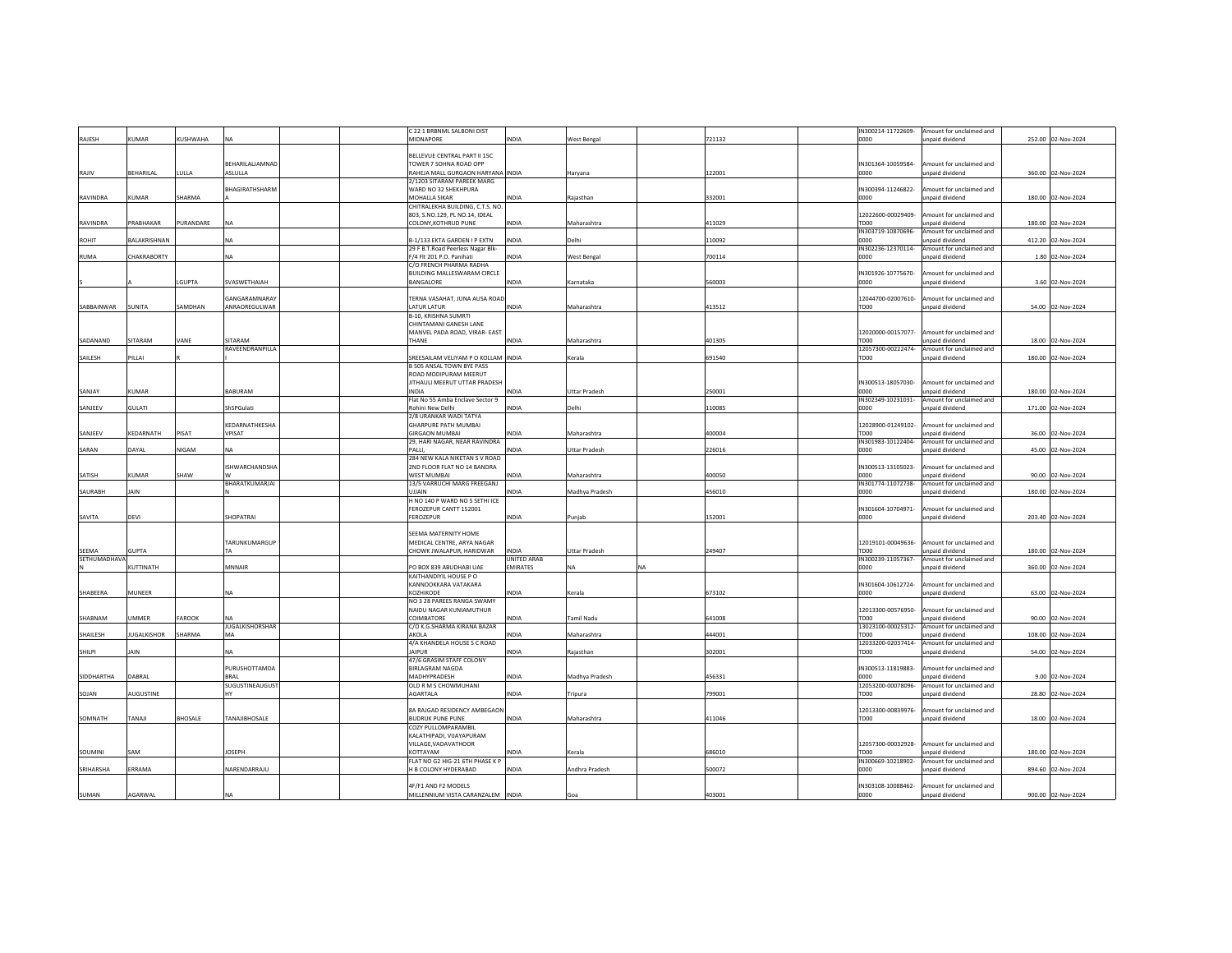| | | | | | | | | | | | | | | | |
|---|---|---|---|---|---|---|---|---|---|---|---|---|---|---|---|
| RAJESH | KUMAR | KUSHWAHA | NA | | | C 22 1 BRBNML SALBONI DIST MIDNAPORE | INDIA | West Bengal | | 721132 | | IN300214-11722609-0000 | Amount for unclaimed and unpaid dividend | 252.00 | 02-Nov-2024 |
| RAJIV | BEHARILAL | LULLA | BEHARILALJAMNADASLULLA | | | BELLEVUE CENTRAL PART II 15C TOWER 7 SOHNA ROAD OPP RAHEJA MALL GURGAON HARYANA | INDIA | Haryana | | 122001 | | IN301364-10059584-0000 | Amount for unclaimed and unpaid dividend | 360.00 | 02-Nov-2024 |
| RAVINDRA | KUMAR | SHARMA | BHAGIRATHSHARMA | | | 2/1203 SITARAM PAREEK MARG WARD NO 32 SHEKHPURA MOHALLA SIKAR | INDIA | Rajasthan | | 332001 | | IN300394-11246822-0000 | Amount for unclaimed and unpaid dividend | 180.00 | 02-Nov-2024 |
| RAVINDRA | PRABHAKAR | PURANDARE | NA | | | CHITRALEKHA BUILDING, C.T.S. NO. 803, S.NO.129, PL NO.14, IDEAL COLONY,KOTHRUD PUNE | INDIA | Maharashtra | | 411029 | | 12022600-00029409-TD00 | Amount for unclaimed and unpaid dividend | 180.00 | 02-Nov-2024 |
| ROHIT | BALAKRISHNAN | | NA | | | B-1/133 EKTA GARDEN I P EXTN | INDIA | Delhi | | 110092 | | IN303719-10870696-0000 | Amount for unclaimed and unpaid dividend | 412.20 | 02-Nov-2024 |
| RUMA | CHAKRABORTY | | NA | | | 29 F B.T.Road Peerless Nagar Blk-F/4 Flt 201 P.O. Panihati | INDIA | West Bengal | | 700114 | | IN302236-12370114-0000 | Amount for unclaimed and unpaid dividend | 1.80 | 02-Nov-2024 |
| S | A | LGUPTA | SVASWETHAIAH | | | C/O FRENCH PHARMA RADHA BUILDING MALLESWARAM CIRCLE BANGALORE | INDIA | Karnataka | | 560003 | | IN301926-10775670-0000 | Amount for unclaimed and unpaid dividend | 3.60 | 02-Nov-2024 |
| SABBAINWAR | SUNITA | SAMDHAN | GANGARAMNARAYANRAOREGULWAR | | | TERNA VASAHAT, JUNA AUSA ROAD LATUR LATUR | INDIA | Maharashtra | | 413512 | | 12044700-02007610-TD00 | Amount for unclaimed and unpaid dividend | 54.00 | 02-Nov-2024 |
| SADANAND | SITARAM | VANE | SITARAM | | | B-10, KRISHNA SUMRTI CHINTAMANI GANESH LANE MANVEL PADA ROAD, VIRAR- EAST THANE | INDIA | Maharashtra | | 401305 | | 12020000-00157077-TD00 | Amount for unclaimed and unpaid dividend | 18.00 | 02-Nov-2024 |
| SAILESH | PILLAI | R | RAVEENDRANPILLAI | | | SREESAILAM VELIYAM P O KOLLAM | INDIA | Kerala | | 691540 | | 12057300-00222474-TD00 | Amount for unclaimed and unpaid dividend | 180.00 | 02-Nov-2024 |
| SANJAY | KUMAR | | BABURAM | | | B 505 ANSAL TOWN BYE PASS ROAD MODIPURAM MEERUT JITHAULI MEERUT UTTAR PRADESH INDIA | INDIA | Uttar Pradesh | | 250001 | | IN300513-18057030-0000 | Amount for unclaimed and unpaid dividend | 180.00 | 02-Nov-2024 |
| SANJEEV | GULATI | | ShSPGulati | | | Flat No 55 Amba Enclave Sector 9 Rohini New Delhi | INDIA | Delhi | | 110085 | | IN302349-10231031-0000 | Amount for unclaimed and unpaid dividend | 171.00 | 02-Nov-2024 |
| SANJEEV | KEDARNATH | PISAT | KEDARNATHKESHAVPISAT | | | 2/8 URANKAR WADI TATYA GHARPURE PATH MUMBAI GIRGAON MUMBAI | INDIA | Maharashtra | | 400004 | | 12028900-01249102-TD00 | Amount for unclaimed and unpaid dividend | 36.00 | 02-Nov-2024 |
| SARAN | DAYAL | NIGAM | NA | | | 29, HARI NAGAR, NEAR RAVINDRA PALLI, | INDIA | Uttar Pradesh | | 226016 | | IN301983-10122404-0000 | Amount for unclaimed and unpaid dividend | 45.00 | 02-Nov-2024 |
| SATISH | KUMAR | SHAW | ISHWARCHANDSHAW | | | 284 NEW KALA NIKETAN S V ROAD 2ND FLOOR FLAT NO 14 BANDRA WEST MUMBAI | INDIA | Maharashtra | | 400050 | | IN300513-13105023-0000 | Amount for unclaimed and unpaid dividend | 90.00 | 02-Nov-2024 |
| SAURABH | JAIN | | BHARATKUMARJAIN | | | 13/5 VARRUCHI MARG FREEGANJ UJJAIN | INDIA | Madhya Pradesh | | 456010 | | IN301774-11072738-0000 | Amount for unclaimed and unpaid dividend | 180.00 | 02-Nov-2024 |
| SAVITA | DEVI | | SHOPATRAI | | | H NO 140 P WARD NO 5 SETHI ICE FEROZEPUR CANTT 152001 FEROZEPUR | INDIA | Punjab | | 152001 | | IN301604-10704971-0000 | Amount for unclaimed and unpaid dividend | 203.40 | 02-Nov-2024 |
| SEEMA | GUPTA | | TARUNKUMARGUPTA | | | SEEMA MATERNITY HOME MEDICAL CENTRE, ARYA NAGAR CHOWK JWALAPUR, HARIDWAR | INDIA | Uttar Pradesh | | 249407 | | 12019101-00049636-TD00 | Amount for unclaimed and unpaid dividend | 180.00 | 02-Nov-2024 |
| SETHUMADHAVAN | KUTTINATH | | MNNAIR | | | PO BOX 839 ABUDHABI UAE | UNITED ARAB EMIRATES | NA | NA | | | IN300239-11057367-0000 | Amount for unclaimed and unpaid dividend | 360.00 | 02-Nov-2024 |
| SHABEERA | MUNEER | | NA | | | KAITHANDIYIL HOUSE P O KANNOOKKARA VATAKARA KOZHIKODE | INDIA | Kerala | | 673102 | | IN301604-10612724-0000 | Amount for unclaimed and unpaid dividend | 63.00 | 02-Nov-2024 |
| SHABNAM | UMMER | FAROOK | NA | | | NO 3 28 PAREES RANGA SWAMY NAIDU NAGAR KUNIAMUTHUR COIMBATORE | INDIA | Tamil Nadu | | 641008 | | 12013300-00576950-TD00 | Amount for unclaimed and unpaid dividend | 90.00 | 02-Nov-2024 |
| SHAILESH | JUGALKISHOR | SHARMA | JUGALKISHORSHARMA | | | C/O K.G.SHARMA KIRANA BAZAR AKOLA | INDIA | Maharashtra | | 444001 | | 13023100-00025312-TD00 | Amount for unclaimed and unpaid dividend | 108.00 | 02-Nov-2024 |
| SHILPI | JAIN | | NA | | | 4/A KHANDELA HOUSE S C ROAD JAIPUR | INDIA | Rajasthan | | 302001 | | 12033200-02037414-TD00 | Amount for unclaimed and unpaid dividend | 54.00 | 02-Nov-2024 |
| SIDDHARTHA | DABRAL | | PURUSHOTTAMDABRAL | | | 47/6 GRASIM STAFF COLONY BIRLAGRAM NAGDA MADHYPRADESH | INDIA | Madhya Pradesh | | 456331 | | IN300513-11819883-0000 | Amount for unclaimed and unpaid dividend | 9.00 | 02-Nov-2024 |
| SOJAN | AUGUSTINE | | SUGUSTINEAUGUSTHY | | | OLD R M S CHOWMUHANI AGARTALA | INDIA | Tripura | | 799001 | | 12053200-00078096-TD00 | Amount for unclaimed and unpaid dividend | 28.80 | 02-Nov-2024 |
| SOMNATH | TANAJI | BHOSALE | TANAJIBHOSALE | | | 8A RAJGAD RESIDENCY AMBEGAON BUDRUK PUNE PUNE | INDIA | Maharashtra | | 411046 | | 12013300-00839976-TD00 | Amount for unclaimed and unpaid dividend | 18.00 | 02-Nov-2024 |
| SOUMINI | SAM | | JOSEPH | | | COZY PULLOMPARAMBIL KALATHIPADI, VIJAYAPURAM VILLAGE,VADAVATHOOR KOTTAYAM | INDIA | Kerala | | 686010 | | 12057300-00032928-TD00 | Amount for unclaimed and unpaid dividend | 180.00 | 02-Nov-2024 |
| SRIHARSHA | ERRAMA | | NARENDARRAJU | | | FLAT NO G2 HIG-21 6TH PHASE K P H B COLONY HYDERABAD | INDIA | Andhra Pradesh | | 500072 | | IN300669-10218902-0000 | Amount for unclaimed and unpaid dividend | 894.60 | 02-Nov-2024 |
| SUMAN | AGARWAL | | NA | | | 4F/F1 AND F2 MODELS MILLENNIUM VISTA CARANZALEM | INDIA | Goa | | 403001 | | IN303108-10088462-0000 | Amount for unclaimed and unpaid dividend | 900.00 | 02-Nov-2024 |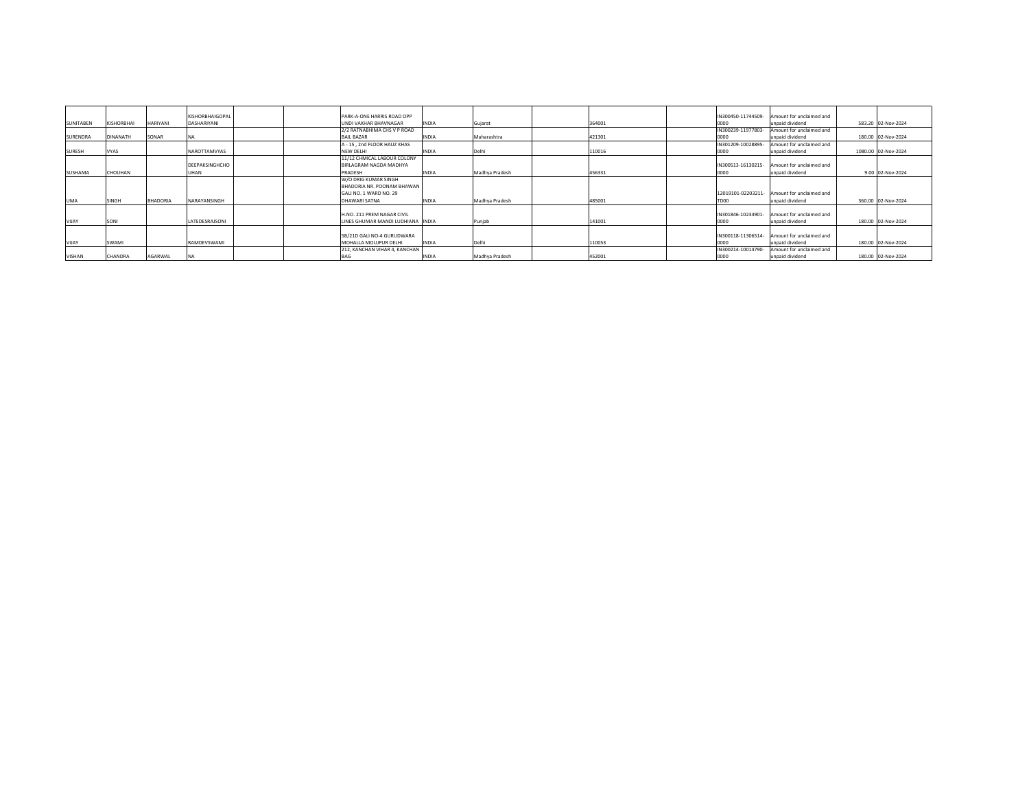| | | | | | | | | | | | | | | | | |
|---|---|---|---|---|---|---|---|---|---|---|---|---|---|---|---|---|
| SUNITABEN | KISHORBHAI | HARIYANI | KISHORBHAIGOPAL DASHARIYANI | | | PARK-A-ONE HARRIS ROAD OPP UNDI VAKHAR BHAVNAGAR | INDIA | Gujarat | | 364001 | | IN300450-11744509-0000 | Amount for unclaimed and unpaid dividend | | 583.20 | 02-Nov-2024 |
| SURENDRA | DINANATH | SONAR | NA | | | 2/2 RATNABHIMA CHS V P ROAD BAIL BAZAR | INDIA | Maharashtra | | 421301 | | IN300239-11977803-0000 | Amount for unclaimed and unpaid dividend | | 180.00 | 02-Nov-2024 |
| SURESH | VYAS | | NAROTTAMVYAS | | | A - 15 , 2nd FLOOR HAUZ KHAS NEW DELHI | INDIA | Delhi | | 110016 | | IN301209-10028895-0000 | Amount for unclaimed and unpaid dividend | | 1080.00 | 02-Nov-2024 |
| SUSHAMA | CHOUHAN | | DEEPAKSINGHCHOUHAN | | | 11/12 CHMICAL LABOUR COLONY BIRLAGRAM NAGDA MADHYA PRADESH | INDIA | Madhya Pradesh | | 456331 | | IN300513-16130215-0000 | Amount for unclaimed and unpaid dividend | | 9.00 | 02-Nov-2024 |
| UMA | SINGH | BHADORIA | NARAYANSINGH | | | W/O DRIG KUMAR SINGH BHADORIA NR. POONAM BHAWAN GALI NO. 1 WARD NO. 29 DHAWARI SATNA | INDIA | Madhya Pradesh | | 485001 | | 12019101-02203211-TD00 | Amount for unclaimed and unpaid dividend | | 360.00 | 02-Nov-2024 |
| VIJAY | SONI | | LATEDESRAJSONI | | | H.NO. 211 PREM NAGAR CIVIL LINES GHUMAR MANDI LUDHIANA | INDIA | Punjab | | 141001 | | IN301846-10234901-0000 | Amount for unclaimed and unpaid dividend | | 180.00 | 02-Nov-2024 |
| VIJAY | SWAMI | | RAMDEVSWAMI | | | 5B/21D GALI NO-4 GURUDWARA MOHALLA MOUJPUR DELHI | INDIA | Delhi | | 110053 | | IN300118-11306514-0000 | Amount for unclaimed and unpaid dividend | | 180.00 | 02-Nov-2024 |
| VISHAN | CHANDRA | AGARWAL | NA | | | 212, KANCHAN VIHAR 4, KANCHAN BAG | INDIA | Madhya Pradesh | | 452001 | | IN300214-10014790-0000 | Amount for unclaimed and unpaid dividend | | 180.00 | 02-Nov-2024 |